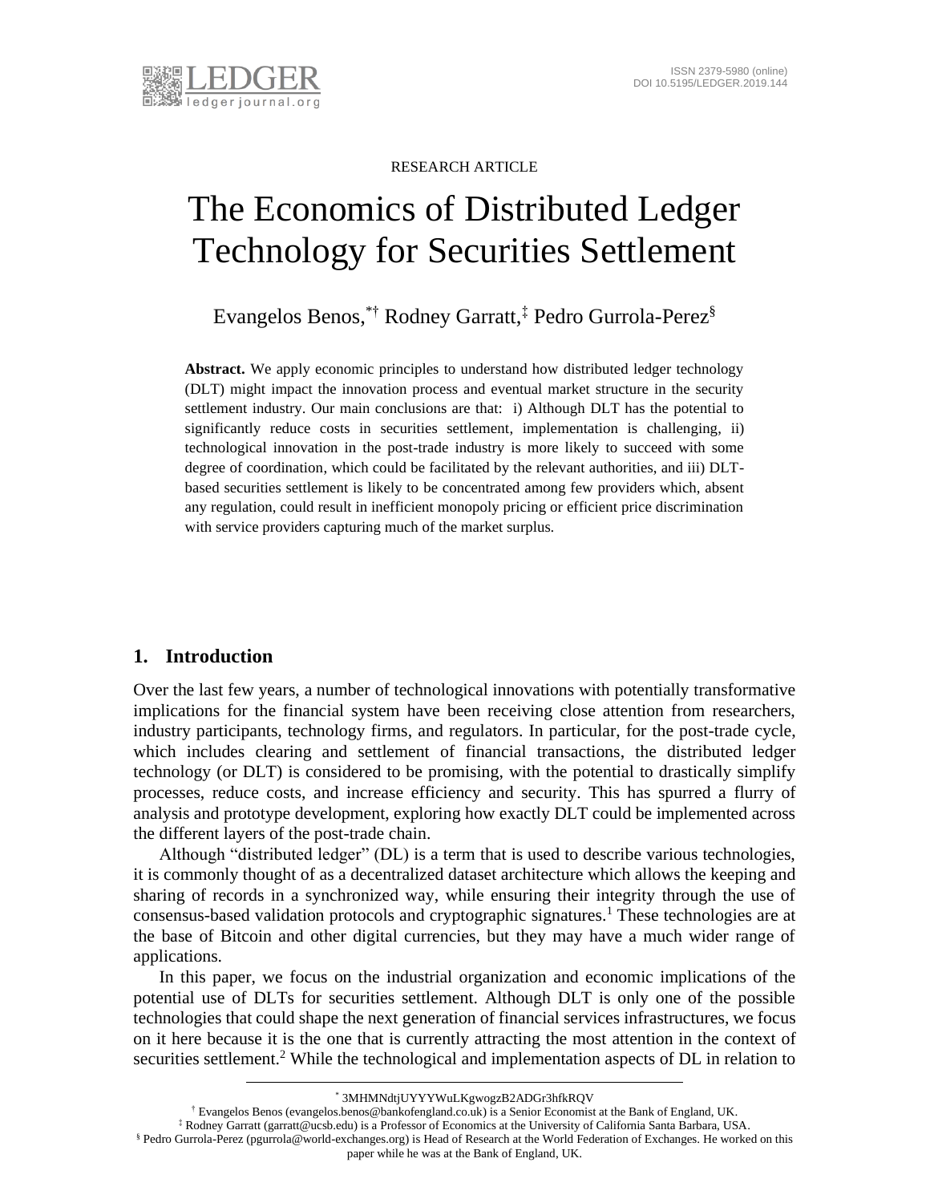RESEARCH ARTICLE

# The Economics of Distributed Ledger Technology for Securities Settlement

Evangelos Benos,[*†] Rodney Garratt,[‡] Pedro Gurrola-Perez[§]

**Abstract.** We apply economic principles to understand how distributed ledger technology (DLT) might impact the innovation process and eventual market structure in the security settlement industry. Our main conclusions are that: i) Although DLT has the potential to significantly reduce costs in securities settlement, implementation is challenging, ii) technological innovation in the post-trade industry is more likely to succeed with some degree of coordination, which could be facilitated by the relevant authorities, and iii) DLT-based securities settlement is likely to be concentrated among few providers which, absent any regulation, could result in inefficient monopoly pricing or efficient price discrimination with service providers capturing much of the market surplus.

## 1. Introduction

Over the last few years, a number of technological innovations with potentially transformative implications for the financial system have been receiving close attention from researchers, industry participants, technology firms, and regulators. In particular, for the post-trade cycle, which includes clearing and settlement of financial transactions, the distributed ledger technology (or DLT) is considered to be promising, with the potential to drastically simplify processes, reduce costs, and increase efficiency and security. This has spurred a flurry of analysis and prototype development, exploring how exactly DLT could be implemented across the different layers of the post-trade chain.

Although "distributed ledger" (DL) is a term that is used to describe various technologies, it is commonly thought of as a decentralized dataset architecture which allows the keeping and sharing of records in a synchronized way, while ensuring their integrity through the use of consensus-based validation protocols and cryptographic signatures.[1] These technologies are at the base of Bitcoin and other digital currencies, but they may have a much wider range of applications.

In this paper, we focus on the industrial organization and economic implications of the potential use of DLTs for securities settlement. Although DLT is only one of the possible technologies that could shape the next generation of financial services infrastructures, we focus on it here because it is the one that is currently attracting the most attention in the context of securities settlement.[2] While the technological and implementation aspects of DL in relation to

---

[*] 3MHMNdtjUYYYWuLKgwogzB2ADGr3hfkRQV

[†] Evangelos Benos (evangelos.benos@bankofengland.co.uk) is a Senior Economist at the Bank of England, UK.

[‡] Rodney Garratt (garratt@ucsb.edu) is a Professor of Economics at the University of California Santa Barbara, USA.

[§] Pedro Gurrola-Perez (pgurrola@world-exchanges.org) is Head of Research at the World Federation of Exchanges. He worked on this paper while he was at the Bank of England, UK.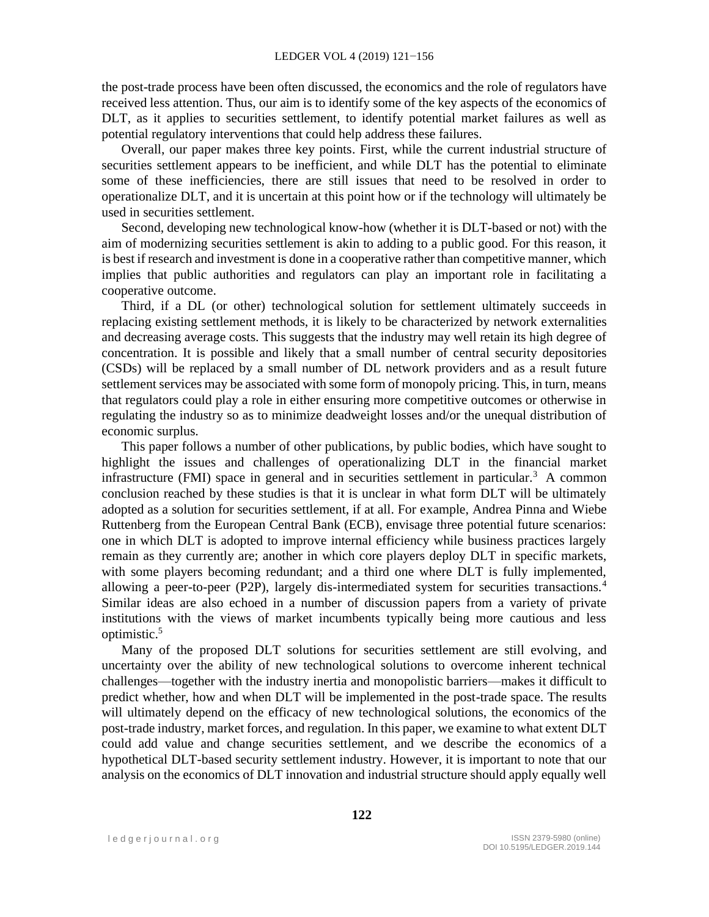the post-trade process have been often discussed, the economics and the role of regulators have received less attention. Thus, our aim is to identify some of the key aspects of the economics of DLT, as it applies to securities settlement, to identify potential market failures as well as potential regulatory interventions that could help address these failures.

Overall, our paper makes three key points. First, while the current industrial structure of securities settlement appears to be inefficient, and while DLT has the potential to eliminate some of these inefficiencies, there are still issues that need to be resolved in order to operationalize DLT, and it is uncertain at this point how or if the technology will ultimately be used in securities settlement.

Second, developing new technological know-how (whether it is DLT-based or not) with the aim of modernizing securities settlement is akin to adding to a public good. For this reason, it is best if research and investment is done in a cooperative rather than competitive manner, which implies that public authorities and regulators can play an important role in facilitating a cooperative outcome.

Third, if a DL (or other) technological solution for settlement ultimately succeeds in replacing existing settlement methods, it is likely to be characterized by network externalities and decreasing average costs. This suggests that the industry may well retain its high degree of concentration. It is possible and likely that a small number of central security depositories (CSDs) will be replaced by a small number of DL network providers and as a result future settlement services may be associated with some form of monopoly pricing. This, in turn, means that regulators could play a role in either ensuring more competitive outcomes or otherwise in regulating the industry so as to minimize deadweight losses and/or the unequal distribution of economic surplus.

This paper follows a number of other publications, by public bodies, which have sought to highlight the issues and challenges of operationalizing DLT in the financial market infrastructure (FMI) space in general and in securities settlement in particular.[3] A common conclusion reached by these studies is that it is unclear in what form DLT will be ultimately adopted as a solution for securities settlement, if at all. For example, Andrea Pinna and Wiebe Ruttenberg from the European Central Bank (ECB), envisage three potential future scenarios: one in which DLT is adopted to improve internal efficiency while business practices largely remain as they currently are; another in which core players deploy DLT in specific markets, with some players becoming redundant; and a third one where DLT is fully implemented, allowing a peer-to-peer (P2P), largely dis-intermediated system for securities transactions.[4] Similar ideas are also echoed in a number of discussion papers from a variety of private institutions with the views of market incumbents typically being more cautious and less optimistic.[5]

Many of the proposed DLT solutions for securities settlement are still evolving, and uncertainty over the ability of new technological solutions to overcome inherent technical challenges—together with the industry inertia and monopolistic barriers—makes it difficult to predict whether, how and when DLT will be implemented in the post-trade space. The results will ultimately depend on the efficacy of new technological solutions, the economics of the post-trade industry, market forces, and regulation. In this paper, we examine to what extent DLT could add value and change securities settlement, and we describe the economics of a hypothetical DLT-based security settlement industry. However, it is important to note that our analysis on the economics of DLT innovation and industrial structure should apply equally well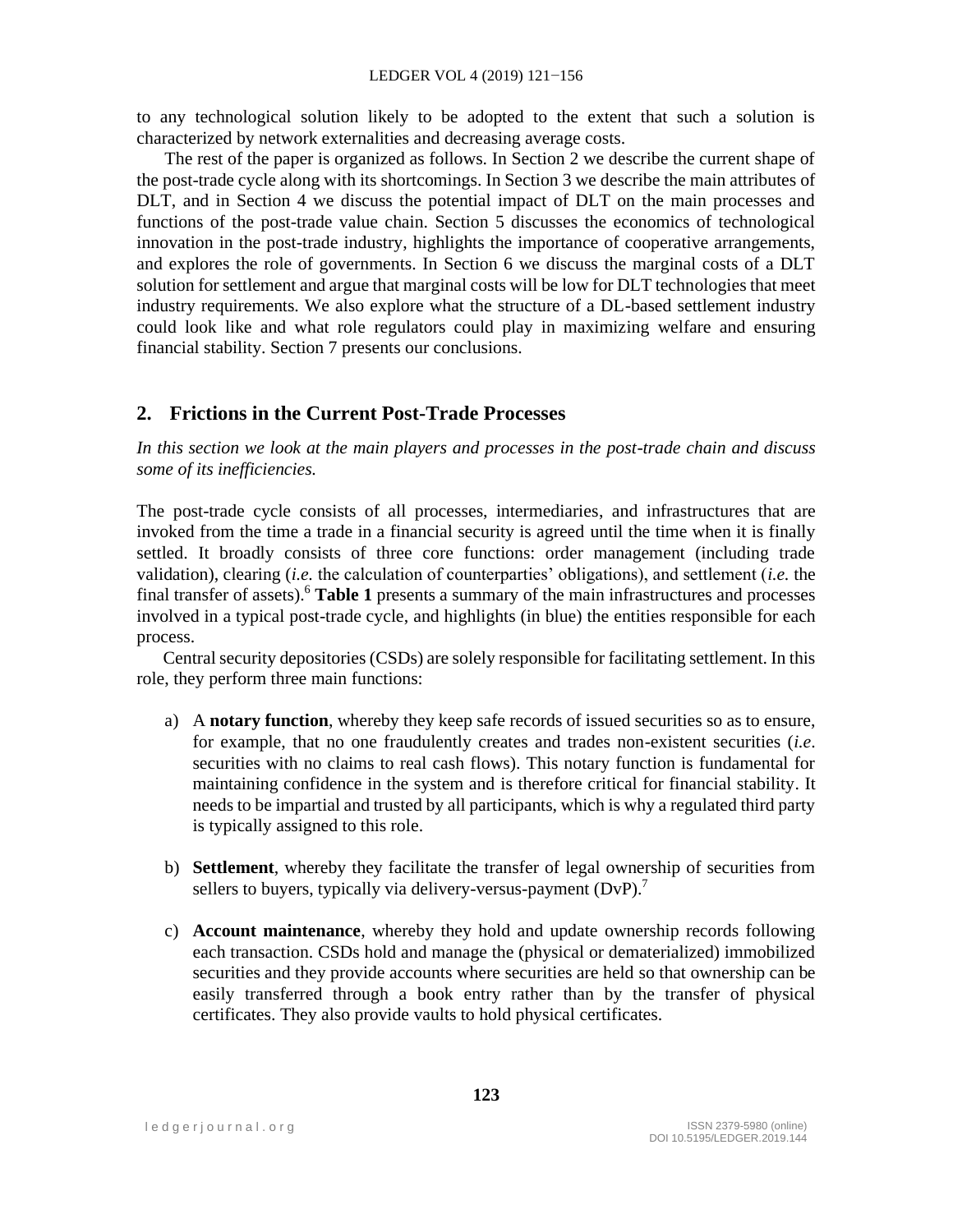to any technological solution likely to be adopted to the extent that such a solution is characterized by network externalities and decreasing average costs.

The rest of the paper is organized as follows. In Section 2 we describe the current shape of the post-trade cycle along with its shortcomings. In Section 3 we describe the main attributes of DLT, and in Section 4 we discuss the potential impact of DLT on the main processes and functions of the post-trade value chain. Section 5 discusses the economics of technological innovation in the post-trade industry, highlights the importance of cooperative arrangements, and explores the role of governments. In Section 6 we discuss the marginal costs of a DLT solution for settlement and argue that marginal costs will be low for DLT technologies that meet industry requirements. We also explore what the structure of a DL-based settlement industry could look like and what role regulators could play in maximizing welfare and ensuring financial stability. Section 7 presents our conclusions.

## 2. Frictions in the Current Post-Trade Processes

*In this section we look at the main players and processes in the post-trade chain and discuss some of its inefficiencies.*

The post-trade cycle consists of all processes, intermediaries, and infrastructures that are invoked from the time a trade in a financial security is agreed until the time when it is finally settled. It broadly consists of three core functions: order management (including trade validation), clearing (*i.e.* the calculation of counterparties' obligations), and settlement (*i.e.* the final transfer of assets).[6] **Table 1** presents a summary of the main infrastructures and processes involved in a typical post-trade cycle, and highlights (in blue) the entities responsible for each process.

Central security depositories (CSDs) are solely responsible for facilitating settlement. In this role, they perform three main functions:

a) A **notary function**, whereby they keep safe records of issued securities so as to ensure, for example, that no one fraudulently creates and trades non-existent securities (*i.e*. securities with no claims to real cash flows). This notary function is fundamental for maintaining confidence in the system and is therefore critical for financial stability. It needs to be impartial and trusted by all participants, which is why a regulated third party is typically assigned to this role.

b) **Settlement**, whereby they facilitate the transfer of legal ownership of securities from sellers to buyers, typically via delivery-versus-payment (DvP).[7]

c) **Account maintenance**, whereby they hold and update ownership records following each transaction. CSDs hold and manage the (physical or dematerialized) immobilized securities and they provide accounts where securities are held so that ownership can be easily transferred through a book entry rather than by the transfer of physical certificates. They also provide vaults to hold physical certificates.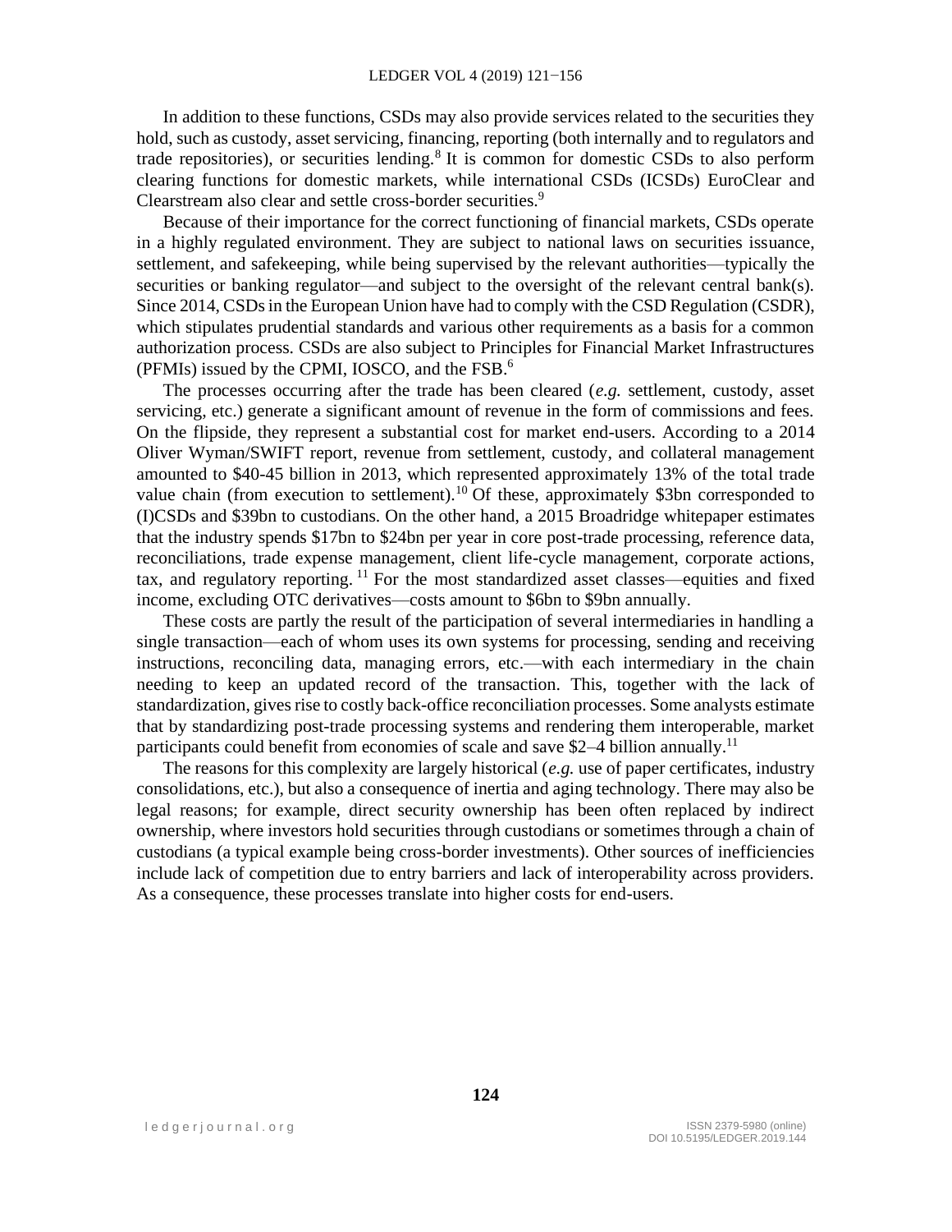In addition to these functions, CSDs may also provide services related to the securities they hold, such as custody, asset servicing, financing, reporting (both internally and to regulators and trade repositories), or securities lending.[8] It is common for domestic CSDs to also perform clearing functions for domestic markets, while international CSDs (ICSDs) EuroClear and Clearstream also clear and settle cross-border securities.[9]

Because of their importance for the correct functioning of financial markets, CSDs operate in a highly regulated environment. They are subject to national laws on securities issuance, settlement, and safekeeping, while being supervised by the relevant authorities—typically the securities or banking regulator—and subject to the oversight of the relevant central bank(s). Since 2014, CSDs in the European Union have had to comply with the CSD Regulation (CSDR), which stipulates prudential standards and various other requirements as a basis for a common authorization process. CSDs are also subject to Principles for Financial Market Infrastructures (PFMIs) issued by the CPMI, IOSCO, and the FSB.[6]

The processes occurring after the trade has been cleared (*e.g.* settlement, custody, asset servicing, etc.) generate a significant amount of revenue in the form of commissions and fees. On the flipside, they represent a substantial cost for market end-users. According to a 2014 Oliver Wyman/SWIFT report, revenue from settlement, custody, and collateral management amounted to \$40-45 billion in 2013, which represented approximately 13% of the total trade value chain (from execution to settlement).[10] Of these, approximately \$3bn corresponded to (I)CSDs and \$39bn to custodians. On the other hand, a 2015 Broadridge whitepaper estimates that the industry spends \$17bn to \$24bn per year in core post-trade processing, reference data, reconciliations, trade expense management, client life-cycle management, corporate actions, tax, and regulatory reporting.[11] For the most standardized asset classes—equities and fixed income, excluding OTC derivatives—costs amount to \$6bn to \$9bn annually.

These costs are partly the result of the participation of several intermediaries in handling a single transaction—each of whom uses its own systems for processing, sending and receiving instructions, reconciling data, managing errors, etc.—with each intermediary in the chain needing to keep an updated record of the transaction. This, together with the lack of standardization, gives rise to costly back-office reconciliation processes. Some analysts estimate that by standardizing post-trade processing systems and rendering them interoperable, market participants could benefit from economies of scale and save \$2–4 billion annually.[11]

The reasons for this complexity are largely historical (*e.g.* use of paper certificates, industry consolidations, etc.), but also a consequence of inertia and aging technology. There may also be legal reasons; for example, direct security ownership has been often replaced by indirect ownership, where investors hold securities through custodians or sometimes through a chain of custodians (a typical example being cross-border investments). Other sources of inefficiencies include lack of competition due to entry barriers and lack of interoperability across providers. As a consequence, these processes translate into higher costs for end-users.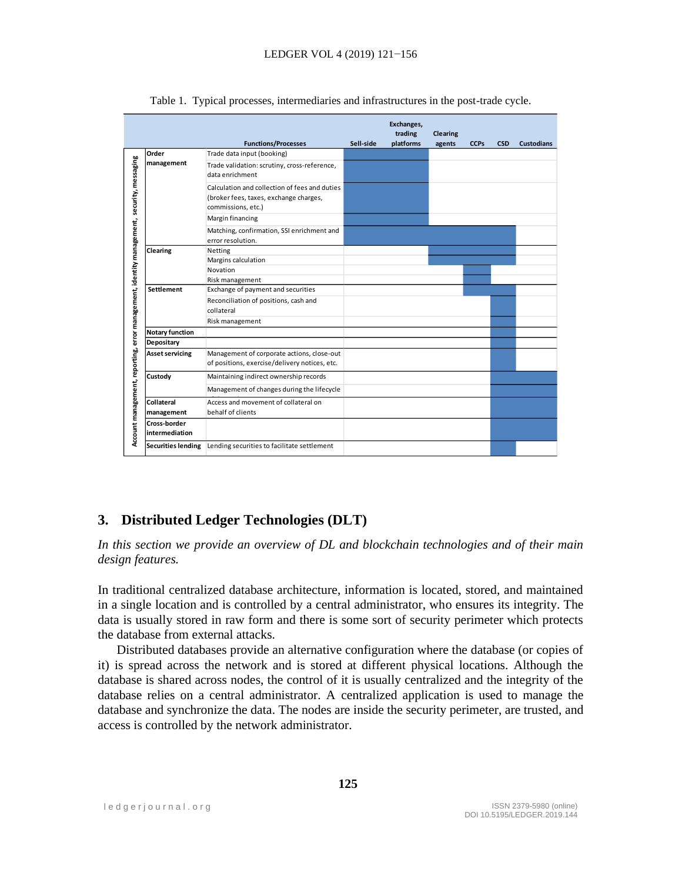Table 1. Typical processes, intermediaries and infrastructures in the post-trade cycle.

| | | Functions/Processes | Sell-side | Exchanges, trading platforms | Clearing agents | CCPs | CSD | Custodians |
|---|---|---|---|---|---|---|---|---|
| Account management, reporting, error management, identity management, security, messaging | Order management | Trade data input (booking) | ■ | ■ | | | | |
| | | Trade validation: scrutiny, cross-reference, data enrichment | ■ | ■ | | | | |
| | | Calculation and collection of fees and duties (broker fees, taxes, exchange charges, commissions, etc.) | ■ | ■ | | | | |
| | | Margin financing | ■ | ■ | | | | |
| | | Matching, confirmation, SSI enrichment and error resolution. | ■ | ■ | ■ | ■ | ■ | |
| | Clearing | Netting | | | ■ | ■ | ■ | |
| | | Margins calculation | | | ■ | ■ | ■ | |
| | | Novation | | | | ■ | | |
| | | Risk management | | | | ■ | | |
| | Settlement | Exchange of payment and securities | | | | ■ | ■ | |
| | | Reconciliation of positions, cash and collateral | | | | | ■ | |
| | | Risk management | | | | | ■ | |
| | Notary function | | | | | | ■ | |
| | Depositary | | | | | | ■ | |
| | Asset servicing | Management of corporate actions, close-out of positions, exercise/delivery notices, etc. | | | | | ■ | |
| | Custody | Maintaining indirect ownership records | | | | | ■ | ■ |
| | | Management of changes during the lifecycle | | | | | ■ | ■ |
| | Collateral management | Access and movement of collateral on behalf of clients | | | | | ■ | ■ |
| | Cross-border intermediation | | | | | | ■ | ■ |
| | Securities lending | Lending securities to facilitate settlement | | | | | ■ | |

## 3. Distributed Ledger Technologies (DLT)

*In this section we provide an overview of DL and blockchain technologies and of their main design features.*

In traditional centralized database architecture, information is located, stored, and maintained in a single location and is controlled by a central administrator, who ensures its integrity. The data is usually stored in raw form and there is some sort of security perimeter which protects the database from external attacks.

Distributed databases provide an alternative configuration where the database (or copies of it) is spread across the network and is stored at different physical locations. Although the database is shared across nodes, the control of it is usually centralized and the integrity of the database relies on a central administrator. A centralized application is used to manage the database and synchronize the data. The nodes are inside the security perimeter, are trusted, and access is controlled by the network administrator.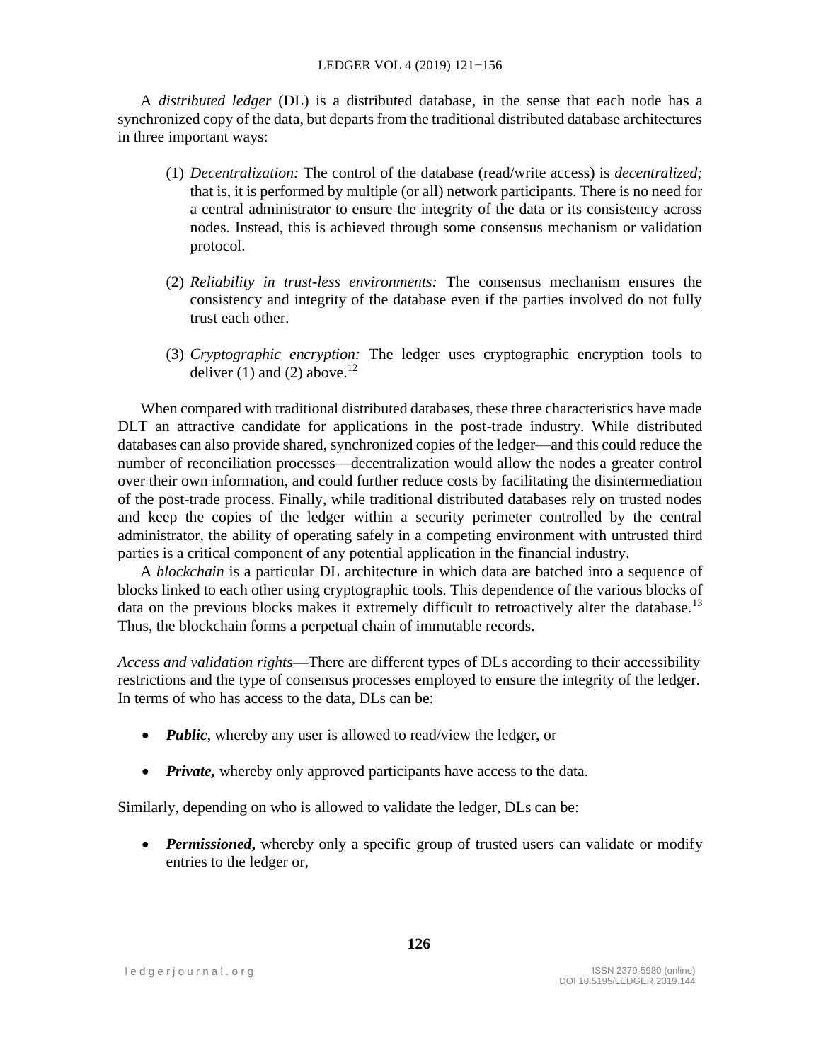A *distributed ledger* (DL) is a distributed database, in the sense that each node has a synchronized copy of the data, but departs from the traditional distributed database architectures in three important ways:

(1) *Decentralization:* The control of the database (read/write access) is *decentralized;* that is, it is performed by multiple (or all) network participants. There is no need for a central administrator to ensure the integrity of the data or its consistency across nodes. Instead, this is achieved through some consensus mechanism or validation protocol.

(2) *Reliability in trust-less environments:* The consensus mechanism ensures the consistency and integrity of the database even if the parties involved do not fully trust each other.

(3) *Cryptographic encryption:* The ledger uses cryptographic encryption tools to deliver (1) and (2) above.[12]

When compared with traditional distributed databases, these three characteristics have made DLT an attractive candidate for applications in the post-trade industry. While distributed databases can also provide shared, synchronized copies of the ledger—and this could reduce the number of reconciliation processes—decentralization would allow the nodes a greater control over their own information, and could further reduce costs by facilitating the disintermediation of the post-trade process. Finally, while traditional distributed databases rely on trusted nodes and keep the copies of the ledger within a security perimeter controlled by the central administrator, the ability of operating safely in a competing environment with untrusted third parties is a critical component of any potential application in the financial industry.

A *blockchain* is a particular DL architecture in which data are batched into a sequence of blocks linked to each other using cryptographic tools. This dependence of the various blocks of data on the previous blocks makes it extremely difficult to retroactively alter the database.[13] Thus, the blockchain forms a perpetual chain of immutable records.

*Access and validation rights*—There are different types of DLs according to their accessibility restrictions and the type of consensus processes employed to ensure the integrity of the ledger. In terms of who has access to the data, DLs can be:

- ***Public***, whereby any user is allowed to read/view the ledger, or
- ***Private,*** whereby only approved participants have access to the data.

Similarly, depending on who is allowed to validate the ledger, DLs can be:

- ***Permissioned*****,** whereby only a specific group of trusted users can validate or modify entries to the ledger or,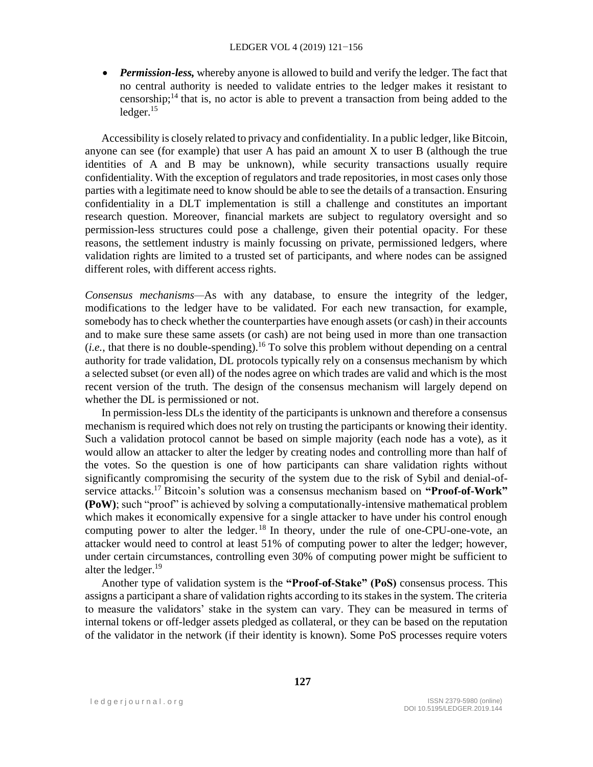- ***Permission-less,*** whereby anyone is allowed to build and verify the ledger. The fact that no central authority is needed to validate entries to the ledger makes it resistant to censorship;[14] that is, no actor is able to prevent a transaction from being added to the ledger.[15]

Accessibility is closely related to privacy and confidentiality. In a public ledger, like Bitcoin, anyone can see (for example) that user A has paid an amount X to user B (although the true identities of A and B may be unknown), while security transactions usually require confidentiality. With the exception of regulators and trade repositories, in most cases only those parties with a legitimate need to know should be able to see the details of a transaction. Ensuring confidentiality in a DLT implementation is still a challenge and constitutes an important research question. Moreover, financial markets are subject to regulatory oversight and so permission-less structures could pose a challenge, given their potential opacity. For these reasons, the settlement industry is mainly focussing on private, permissioned ledgers, where validation rights are limited to a trusted set of participants, and where nodes can be assigned different roles, with different access rights.

*Consensus mechanisms*—As with any database, to ensure the integrity of the ledger, modifications to the ledger have to be validated. For each new transaction, for example, somebody has to check whether the counterparties have enough assets (or cash) in their accounts and to make sure these same assets (or cash) are not being used in more than one transaction (*i.e.*, that there is no double-spending).[16] To solve this problem without depending on a central authority for trade validation, DL protocols typically rely on a consensus mechanism by which a selected subset (or even all) of the nodes agree on which trades are valid and which is the most recent version of the truth. The design of the consensus mechanism will largely depend on whether the DL is permissioned or not.

In permission-less DLs the identity of the participants is unknown and therefore a consensus mechanism is required which does not rely on trusting the participants or knowing their identity. Such a validation protocol cannot be based on simple majority (each node has a vote), as it would allow an attacker to alter the ledger by creating nodes and controlling more than half of the votes. So the question is one of how participants can share validation rights without significantly compromising the security of the system due to the risk of Sybil and denial-of-service attacks.[17] Bitcoin's solution was a consensus mechanism based on **"Proof-of-Work" (PoW)**; such "proof" is achieved by solving a computationally-intensive mathematical problem which makes it economically expensive for a single attacker to have under his control enough computing power to alter the ledger.[18] In theory, under the rule of one-CPU-one-vote, an attacker would need to control at least 51% of computing power to alter the ledger; however, under certain circumstances, controlling even 30% of computing power might be sufficient to alter the ledger.[19]

Another type of validation system is the **"Proof-of-Stake" (PoS)** consensus process. This assigns a participant a share of validation rights according to its stakes in the system. The criteria to measure the validators' stake in the system can vary. They can be measured in terms of internal tokens or off-ledger assets pledged as collateral, or they can be based on the reputation of the validator in the network (if their identity is known). Some PoS processes require voters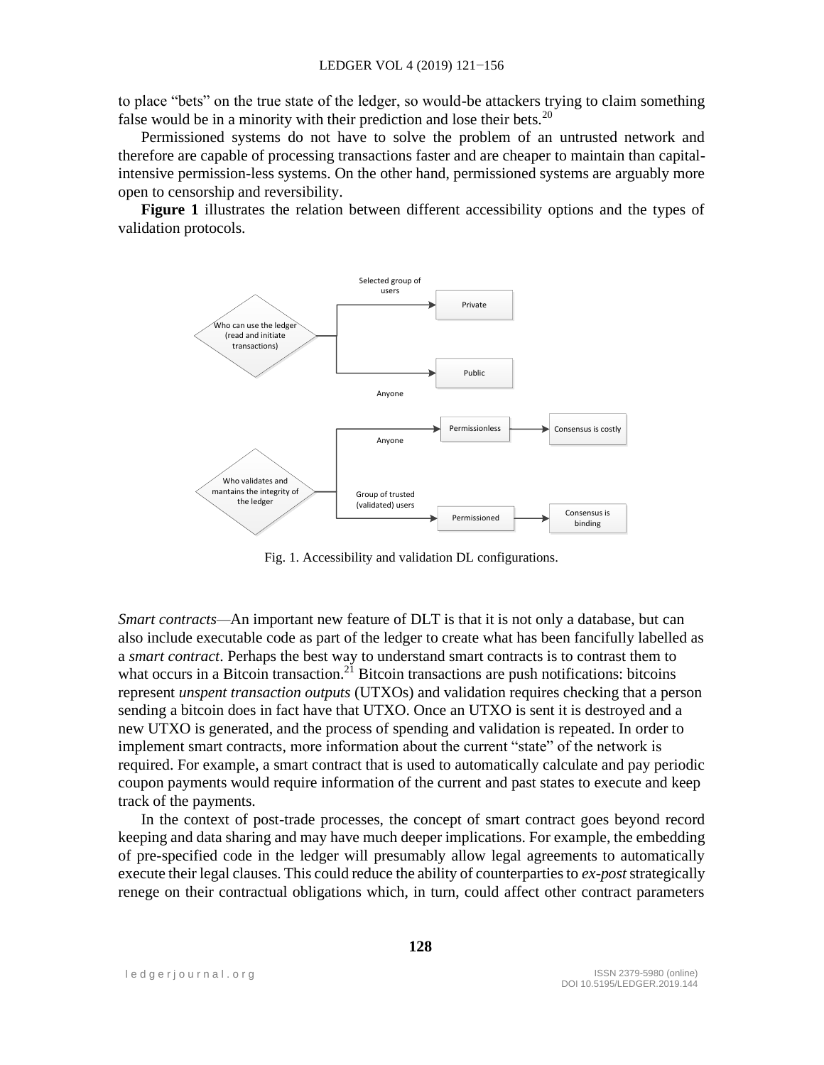to place "bets" on the true state of the ledger, so would-be attackers trying to claim something false would be in a minority with their prediction and lose their bets.[20]

Permissioned systems do not have to solve the problem of an untrusted network and therefore are capable of processing transactions faster and are cheaper to maintain than capital-intensive permission-less systems. On the other hand, permissioned systems are arguably more open to censorship and reversibility.

**Figure 1** illustrates the relation between different accessibility options and the types of validation protocols.

Fig. 1. Accessibility and validation DL configurations.

*Smart contracts*—An important new feature of DLT is that it is not only a database, but can also include executable code as part of the ledger to create what has been fancifully labelled as a *smart contract*. Perhaps the best way to understand smart contracts is to contrast them to what occurs in a Bitcoin transaction.[21] Bitcoin transactions are push notifications: bitcoins represent *unspent transaction outputs* (UTXOs) and validation requires checking that a person sending a bitcoin does in fact have that UTXO. Once an UTXO is sent it is destroyed and a new UTXO is generated, and the process of spending and validation is repeated. In order to implement smart contracts, more information about the current "state" of the network is required. For example, a smart contract that is used to automatically calculate and pay periodic coupon payments would require information of the current and past states to execute and keep track of the payments.

In the context of post-trade processes, the concept of smart contract goes beyond record keeping and data sharing and may have much deeper implications. For example, the embedding of pre-specified code in the ledger will presumably allow legal agreements to automatically execute their legal clauses. This could reduce the ability of counterparties to *ex-post* strategically renege on their contractual obligations which, in turn, could affect other contract parameters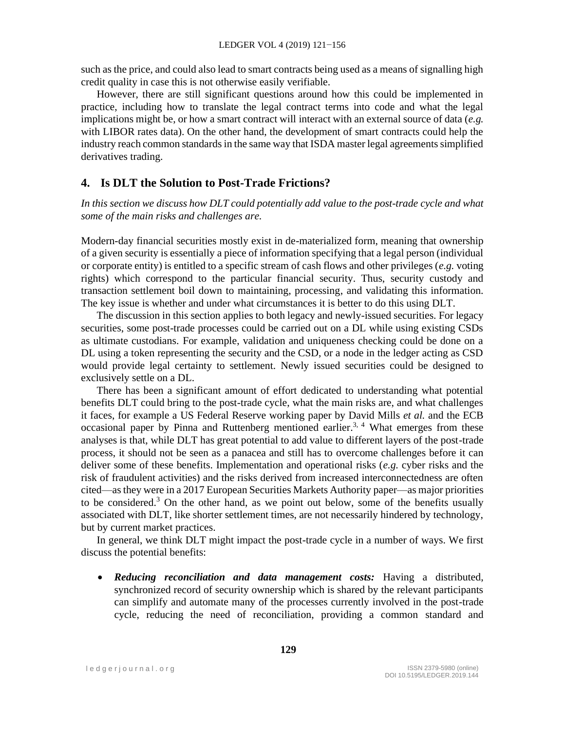such as the price, and could also lead to smart contracts being used as a means of signalling high credit quality in case this is not otherwise easily verifiable.

However, there are still significant questions around how this could be implemented in practice, including how to translate the legal contract terms into code and what the legal implications might be, or how a smart contract will interact with an external source of data (*e.g.* with LIBOR rates data). On the other hand, the development of smart contracts could help the industry reach common standards in the same way that ISDA master legal agreements simplified derivatives trading.

## 4. Is DLT the Solution to Post-Trade Frictions?

*In this section we discuss how DLT could potentially add value to the post-trade cycle and what some of the main risks and challenges are.*

Modern-day financial securities mostly exist in de-materialized form, meaning that ownership of a given security is essentially a piece of information specifying that a legal person (individual or corporate entity) is entitled to a specific stream of cash flows and other privileges (*e.g.* voting rights) which correspond to the particular financial security. Thus, security custody and transaction settlement boil down to maintaining, processing, and validating this information. The key issue is whether and under what circumstances it is better to do this using DLT.

The discussion in this section applies to both legacy and newly-issued securities. For legacy securities, some post-trade processes could be carried out on a DL while using existing CSDs as ultimate custodians. For example, validation and uniqueness checking could be done on a DL using a token representing the security and the CSD, or a node in the ledger acting as CSD would provide legal certainty to settlement. Newly issued securities could be designed to exclusively settle on a DL.

There has been a significant amount of effort dedicated to understanding what potential benefits DLT could bring to the post-trade cycle, what the main risks are, and what challenges it faces, for example a US Federal Reserve working paper by David Mills *et al.* and the ECB occasional paper by Pinna and Ruttenberg mentioned earlier.[3, 4] What emerges from these analyses is that, while DLT has great potential to add value to different layers of the post-trade process, it should not be seen as a panacea and still has to overcome challenges before it can deliver some of these benefits. Implementation and operational risks (*e.g.* cyber risks and the risk of fraudulent activities) and the risks derived from increased interconnectedness are often cited—as they were in a 2017 European Securities Markets Authority paper—as major priorities to be considered.[3] On the other hand, as we point out below, some of the benefits usually associated with DLT, like shorter settlement times, are not necessarily hindered by technology, but by current market practices.

In general, we think DLT might impact the post-trade cycle in a number of ways. We first discuss the potential benefits:

- ***Reducing reconciliation and data management costs:*** Having a distributed, synchronized record of security ownership which is shared by the relevant participants can simplify and automate many of the processes currently involved in the post-trade cycle, reducing the need of reconciliation, providing a common standard and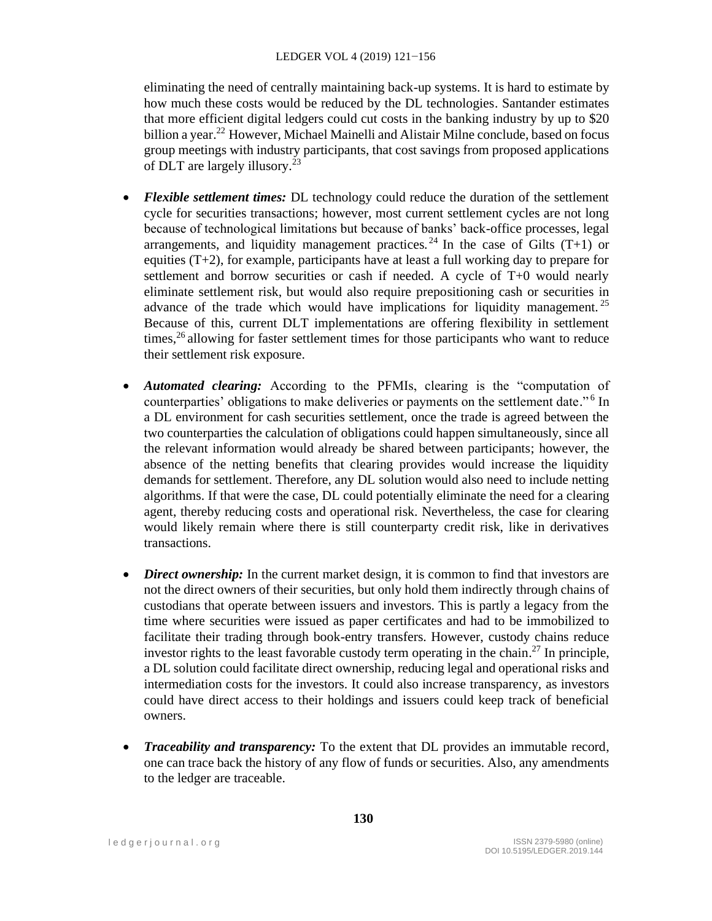eliminating the need of centrally maintaining back-up systems. It is hard to estimate by how much these costs would be reduced by the DL technologies. Santander estimates that more efficient digital ledgers could cut costs in the banking industry by up to $20 billion a year.[22] However, Michael Mainelli and Alistair Milne conclude, based on focus group meetings with industry participants, that cost savings from proposed applications of DLT are largely illusory.[23]

- ***Flexible settlement times:*** DL technology could reduce the duration of the settlement cycle for securities transactions; however, most current settlement cycles are not long because of technological limitations but because of banks' back-office processes, legal arrangements, and liquidity management practices.[24] In the case of Gilts (T+1) or equities (T+2), for example, participants have at least a full working day to prepare for settlement and borrow securities or cash if needed. A cycle of T+0 would nearly eliminate settlement risk, but would also require prepositioning cash or securities in advance of the trade which would have implications for liquidity management.[25] Because of this, current DLT implementations are offering flexibility in settlement times,[26] allowing for faster settlement times for those participants who want to reduce their settlement risk exposure.

- ***Automated clearing:*** According to the PFMIs, clearing is the "computation of counterparties' obligations to make deliveries or payments on the settlement date."[6] In a DL environment for cash securities settlement, once the trade is agreed between the two counterparties the calculation of obligations could happen simultaneously, since all the relevant information would already be shared between participants; however, the absence of the netting benefits that clearing provides would increase the liquidity demands for settlement. Therefore, any DL solution would also need to include netting algorithms. If that were the case, DL could potentially eliminate the need for a clearing agent, thereby reducing costs and operational risk. Nevertheless, the case for clearing would likely remain where there is still counterparty credit risk, like in derivatives transactions.

- ***Direct ownership:*** In the current market design, it is common to find that investors are not the direct owners of their securities, but only hold them indirectly through chains of custodians that operate between issuers and investors. This is partly a legacy from the time where securities were issued as paper certificates and had to be immobilized to facilitate their trading through book-entry transfers. However, custody chains reduce investor rights to the least favorable custody term operating in the chain.[27] In principle, a DL solution could facilitate direct ownership, reducing legal and operational risks and intermediation costs for the investors. It could also increase transparency, as investors could have direct access to their holdings and issuers could keep track of beneficial owners.

- ***Traceability and transparency:*** To the extent that DL provides an immutable record, one can trace back the history of any flow of funds or securities. Also, any amendments to the ledger are traceable.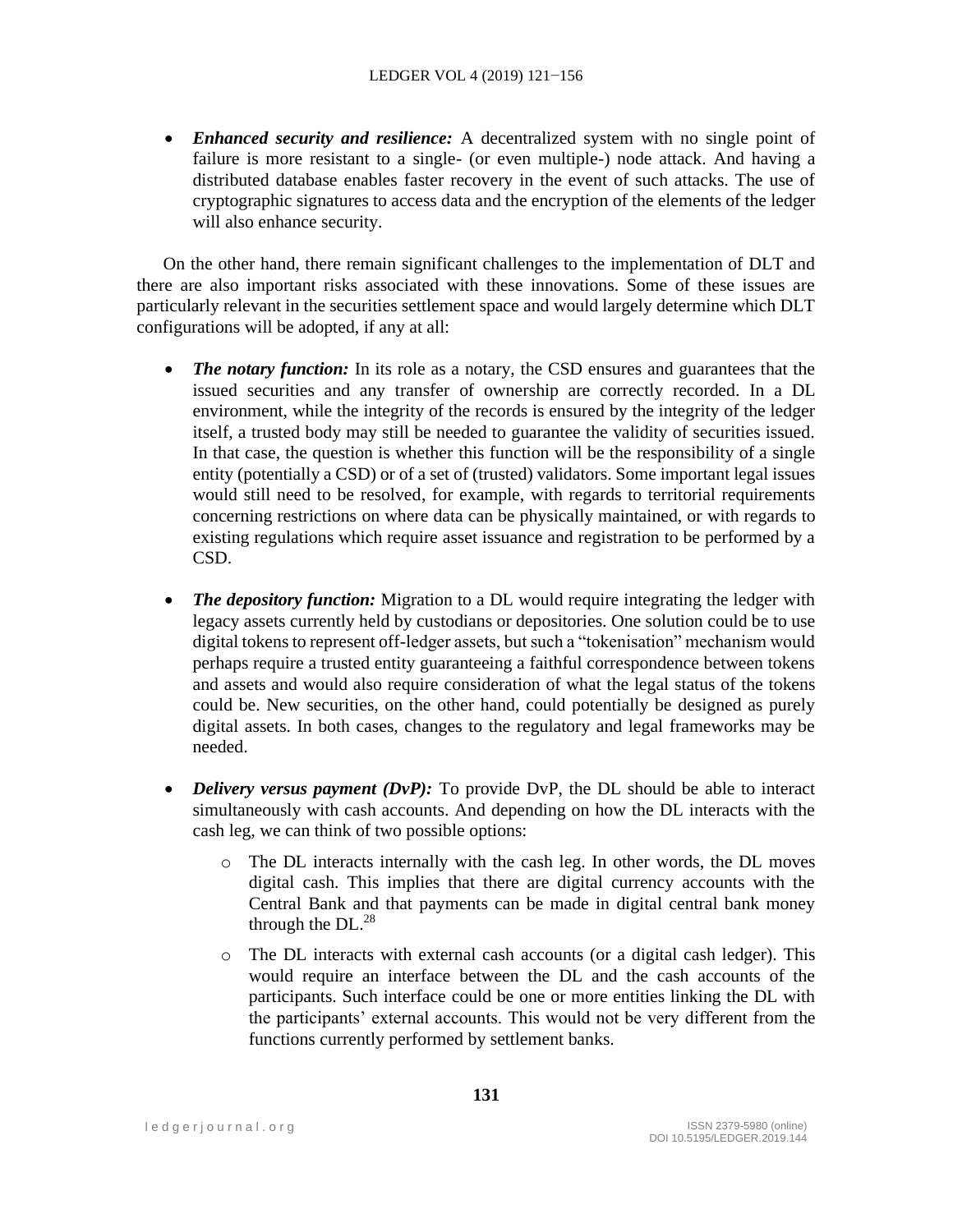- ***Enhanced security and resilience:*** A decentralized system with no single point of failure is more resistant to a single- (or even multiple-) node attack. And having a distributed database enables faster recovery in the event of such attacks. The use of cryptographic signatures to access data and the encryption of the elements of the ledger will also enhance security.

On the other hand, there remain significant challenges to the implementation of DLT and there are also important risks associated with these innovations. Some of these issues are particularly relevant in the securities settlement space and would largely determine which DLT configurations will be adopted, if any at all:

- ***The notary function:*** In its role as a notary, the CSD ensures and guarantees that the issued securities and any transfer of ownership are correctly recorded. In a DL environment, while the integrity of the records is ensured by the integrity of the ledger itself, a trusted body may still be needed to guarantee the validity of securities issued. In that case, the question is whether this function will be the responsibility of a single entity (potentially a CSD) or of a set of (trusted) validators. Some important legal issues would still need to be resolved, for example, with regards to territorial requirements concerning restrictions on where data can be physically maintained, or with regards to existing regulations which require asset issuance and registration to be performed by a CSD.

- ***The depository function:*** Migration to a DL would require integrating the ledger with legacy assets currently held by custodians or depositories. One solution could be to use digital tokens to represent off-ledger assets, but such a "tokenisation" mechanism would perhaps require a trusted entity guaranteeing a faithful correspondence between tokens and assets and would also require consideration of what the legal status of the tokens could be. New securities, on the other hand, could potentially be designed as purely digital assets. In both cases, changes to the regulatory and legal frameworks may be needed.

- ***Delivery versus payment (DvP):*** To provide DvP, the DL should be able to interact simultaneously with cash accounts. And depending on how the DL interacts with the cash leg, we can think of two possible options:

    - The DL interacts internally with the cash leg. In other words, the DL moves digital cash. This implies that there are digital currency accounts with the Central Bank and that payments can be made in digital central bank money through the DL.[28]

    - The DL interacts with external cash accounts (or a digital cash ledger). This would require an interface between the DL and the cash accounts of the participants. Such interface could be one or more entities linking the DL with the participants' external accounts. This would not be very different from the functions currently performed by settlement banks.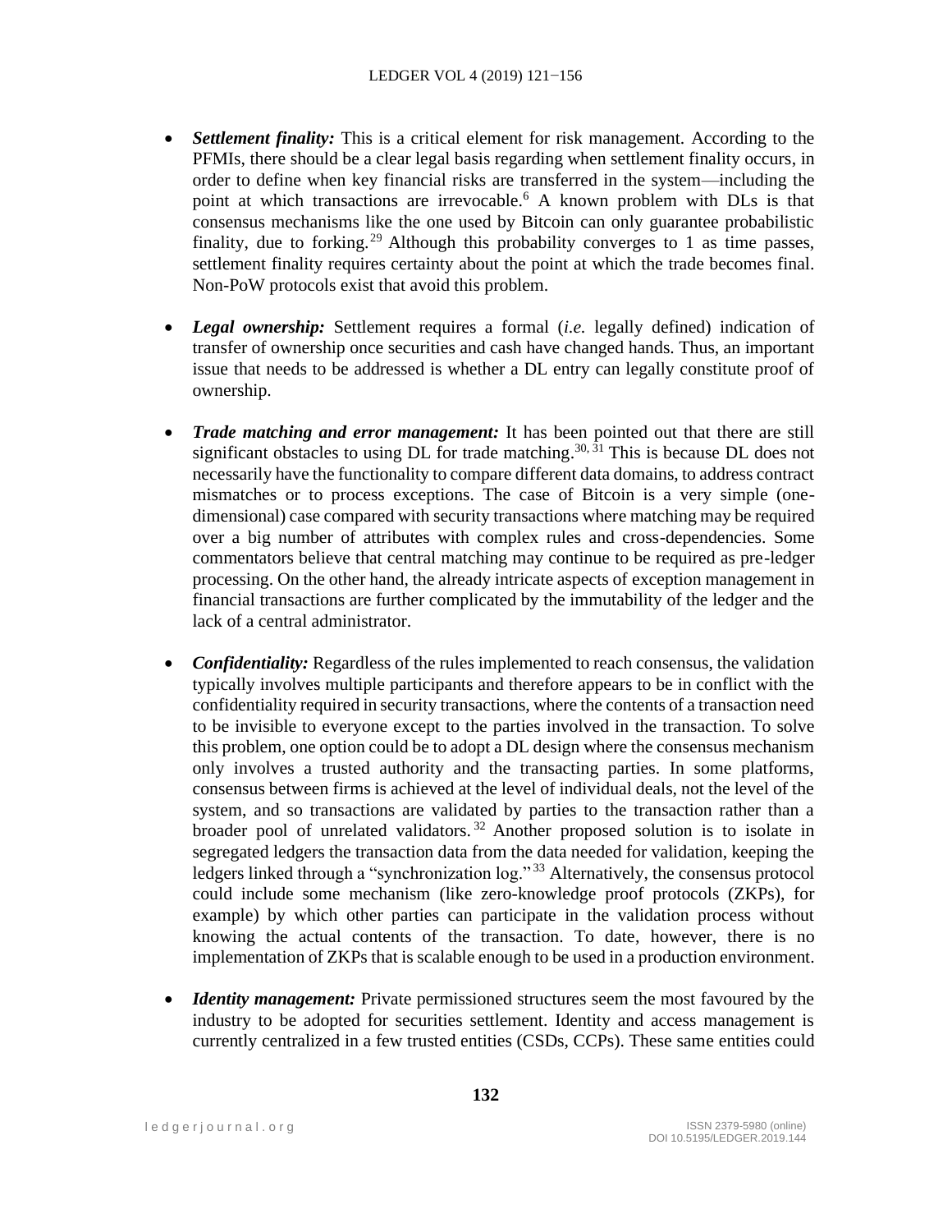- ***Settlement finality:*** This is a critical element for risk management. According to the PFMIs, there should be a clear legal basis regarding when settlement finality occurs, in order to define when key financial risks are transferred in the system—including the point at which transactions are irrevocable.[6] A known problem with DLs is that consensus mechanisms like the one used by Bitcoin can only guarantee probabilistic finality, due to forking.[29] Although this probability converges to 1 as time passes, settlement finality requires certainty about the point at which the trade becomes final. Non-PoW protocols exist that avoid this problem.

- ***Legal ownership:*** Settlement requires a formal (*i.e.* legally defined) indication of transfer of ownership once securities and cash have changed hands. Thus, an important issue that needs to be addressed is whether a DL entry can legally constitute proof of ownership.

- ***Trade matching and error management:*** It has been pointed out that there are still significant obstacles to using DL for trade matching.[30, 31] This is because DL does not necessarily have the functionality to compare different data domains, to address contract mismatches or to process exceptions. The case of Bitcoin is a very simple (one-dimensional) case compared with security transactions where matching may be required over a big number of attributes with complex rules and cross-dependencies. Some commentators believe that central matching may continue to be required as pre-ledger processing. On the other hand, the already intricate aspects of exception management in financial transactions are further complicated by the immutability of the ledger and the lack of a central administrator.

- ***Confidentiality:*** Regardless of the rules implemented to reach consensus, the validation typically involves multiple participants and therefore appears to be in conflict with the confidentiality required in security transactions, where the contents of a transaction need to be invisible to everyone except to the parties involved in the transaction. To solve this problem, one option could be to adopt a DL design where the consensus mechanism only involves a trusted authority and the transacting parties. In some platforms, consensus between firms is achieved at the level of individual deals, not the level of the system, and so transactions are validated by parties to the transaction rather than a broader pool of unrelated validators.[32] Another proposed solution is to isolate in segregated ledgers the transaction data from the data needed for validation, keeping the ledgers linked through a "synchronization log."[33] Alternatively, the consensus protocol could include some mechanism (like zero-knowledge proof protocols (ZKPs), for example) by which other parties can participate in the validation process without knowing the actual contents of the transaction. To date, however, there is no implementation of ZKPs that is scalable enough to be used in a production environment.

- ***Identity management:*** Private permissioned structures seem the most favoured by the industry to be adopted for securities settlement. Identity and access management is currently centralized in a few trusted entities (CSDs, CCPs). These same entities could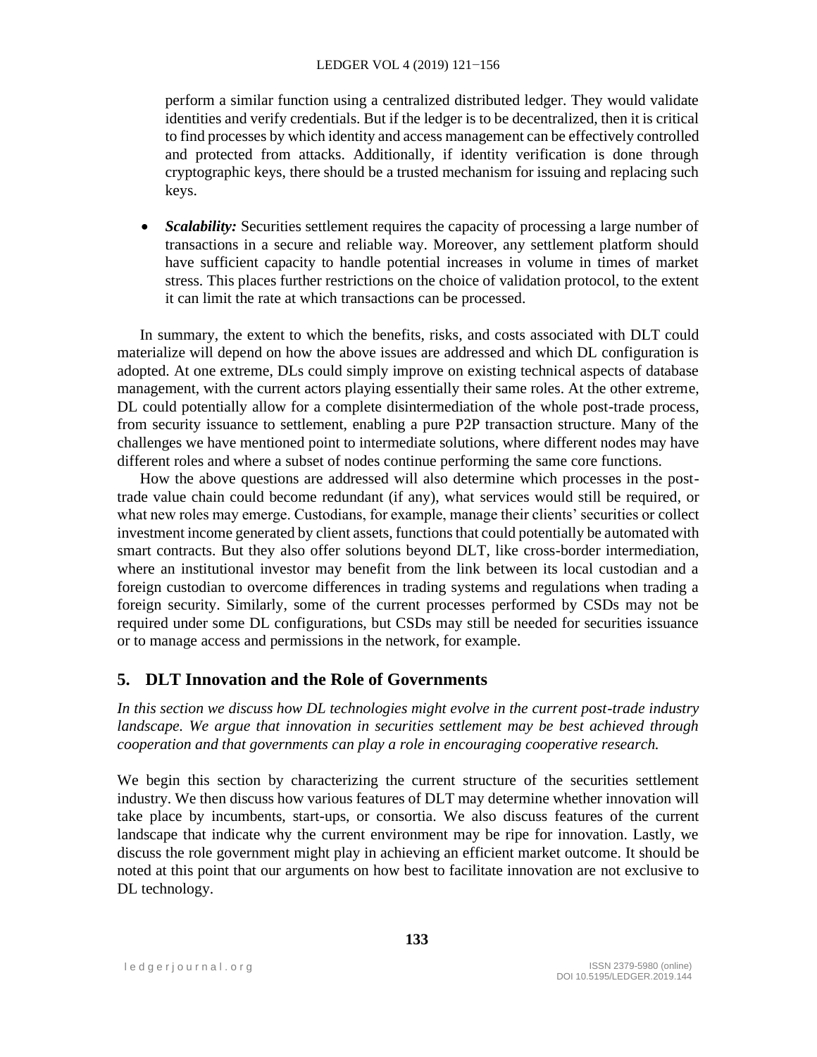perform a similar function using a centralized distributed ledger. They would validate identities and verify credentials. But if the ledger is to be decentralized, then it is critical to find processes by which identity and access management can be effectively controlled and protected from attacks. Additionally, if identity verification is done through cryptographic keys, there should be a trusted mechanism for issuing and replacing such keys.

- ***Scalability:*** Securities settlement requires the capacity of processing a large number of transactions in a secure and reliable way. Moreover, any settlement platform should have sufficient capacity to handle potential increases in volume in times of market stress. This places further restrictions on the choice of validation protocol, to the extent it can limit the rate at which transactions can be processed.

In summary, the extent to which the benefits, risks, and costs associated with DLT could materialize will depend on how the above issues are addressed and which DL configuration is adopted. At one extreme, DLs could simply improve on existing technical aspects of database management, with the current actors playing essentially their same roles. At the other extreme, DL could potentially allow for a complete disintermediation of the whole post-trade process, from security issuance to settlement, enabling a pure P2P transaction structure. Many of the challenges we have mentioned point to intermediate solutions, where different nodes may have different roles and where a subset of nodes continue performing the same core functions.

How the above questions are addressed will also determine which processes in the post-trade value chain could become redundant (if any), what services would still be required, or what new roles may emerge. Custodians, for example, manage their clients' securities or collect investment income generated by client assets, functions that could potentially be automated with smart contracts. But they also offer solutions beyond DLT, like cross-border intermediation, where an institutional investor may benefit from the link between its local custodian and a foreign custodian to overcome differences in trading systems and regulations when trading a foreign security. Similarly, some of the current processes performed by CSDs may not be required under some DL configurations, but CSDs may still be needed for securities issuance or to manage access and permissions in the network, for example.

## 5. DLT Innovation and the Role of Governments

*In this section we discuss how DL technologies might evolve in the current post-trade industry landscape. We argue that innovation in securities settlement may be best achieved through cooperation and that governments can play a role in encouraging cooperative research.*

We begin this section by characterizing the current structure of the securities settlement industry. We then discuss how various features of DLT may determine whether innovation will take place by incumbents, start-ups, or consortia. We also discuss features of the current landscape that indicate why the current environment may be ripe for innovation. Lastly, we discuss the role government might play in achieving an efficient market outcome. It should be noted at this point that our arguments on how best to facilitate innovation are not exclusive to DL technology.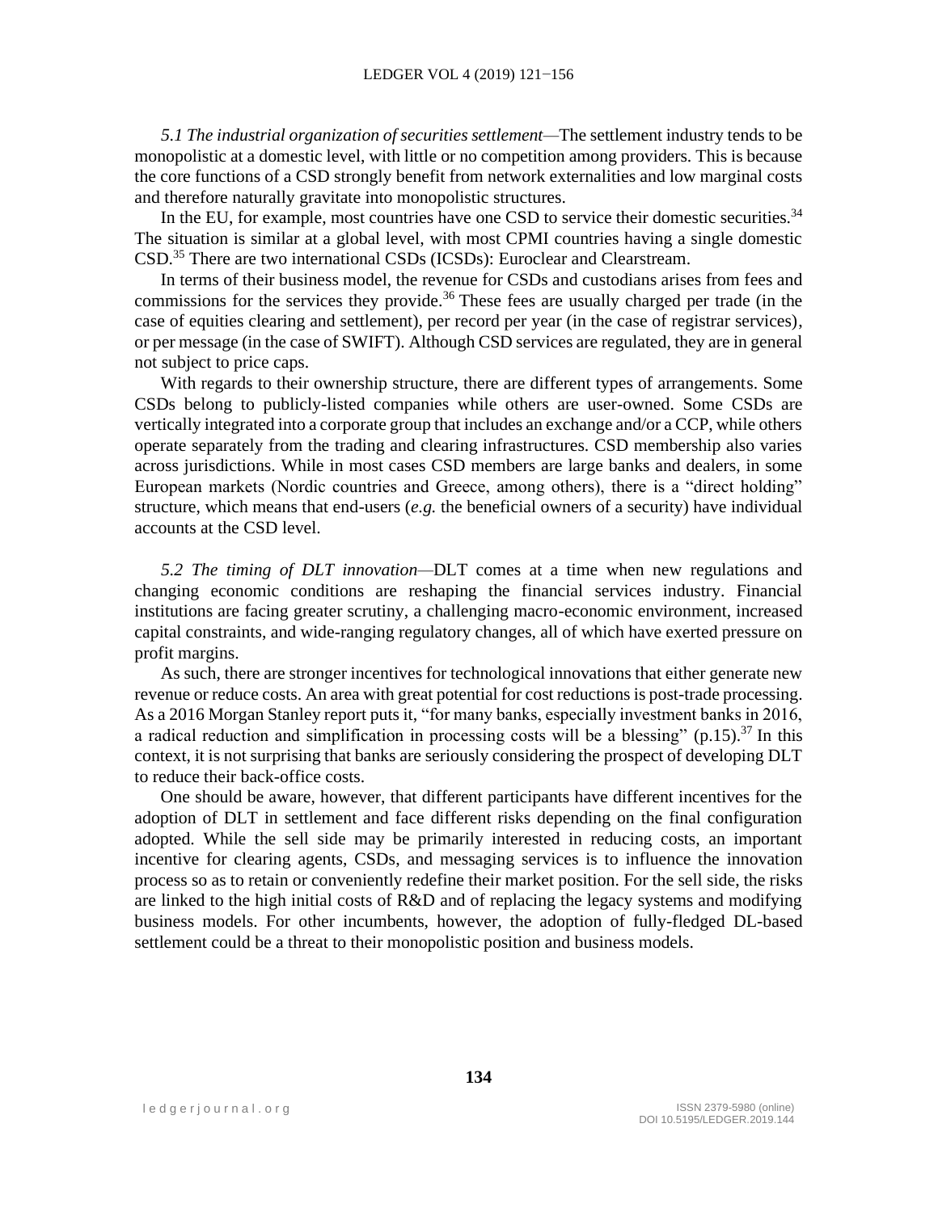*5.1 The industrial organization of securities settlement*—The settlement industry tends to be monopolistic at a domestic level, with little or no competition among providers. This is because the core functions of a CSD strongly benefit from network externalities and low marginal costs and therefore naturally gravitate into monopolistic structures.

In the EU, for example, most countries have one CSD to service their domestic securities.[34] The situation is similar at a global level, with most CPMI countries having a single domestic CSD.[35] There are two international CSDs (ICSDs): Euroclear and Clearstream.

In terms of their business model, the revenue for CSDs and custodians arises from fees and commissions for the services they provide.[36] These fees are usually charged per trade (in the case of equities clearing and settlement), per record per year (in the case of registrar services), or per message (in the case of SWIFT). Although CSD services are regulated, they are in general not subject to price caps.

With regards to their ownership structure, there are different types of arrangements. Some CSDs belong to publicly-listed companies while others are user-owned. Some CSDs are vertically integrated into a corporate group that includes an exchange and/or a CCP, while others operate separately from the trading and clearing infrastructures. CSD membership also varies across jurisdictions. While in most cases CSD members are large banks and dealers, in some European markets (Nordic countries and Greece, among others), there is a "direct holding" structure, which means that end-users (*e.g.* the beneficial owners of a security) have individual accounts at the CSD level.

*5.2 The timing of DLT innovation*—DLT comes at a time when new regulations and changing economic conditions are reshaping the financial services industry. Financial institutions are facing greater scrutiny, a challenging macro-economic environment, increased capital constraints, and wide-ranging regulatory changes, all of which have exerted pressure on profit margins.

As such, there are stronger incentives for technological innovations that either generate new revenue or reduce costs. An area with great potential for cost reductions is post-trade processing. As a 2016 Morgan Stanley report puts it, "for many banks, especially investment banks in 2016, a radical reduction and simplification in processing costs will be a blessing" (p.15).[37] In this context, it is not surprising that banks are seriously considering the prospect of developing DLT to reduce their back-office costs.

One should be aware, however, that different participants have different incentives for the adoption of DLT in settlement and face different risks depending on the final configuration adopted. While the sell side may be primarily interested in reducing costs, an important incentive for clearing agents, CSDs, and messaging services is to influence the innovation process so as to retain or conveniently redefine their market position. For the sell side, the risks are linked to the high initial costs of R&D and of replacing the legacy systems and modifying business models. For other incumbents, however, the adoption of fully-fledged DL-based settlement could be a threat to their monopolistic position and business models.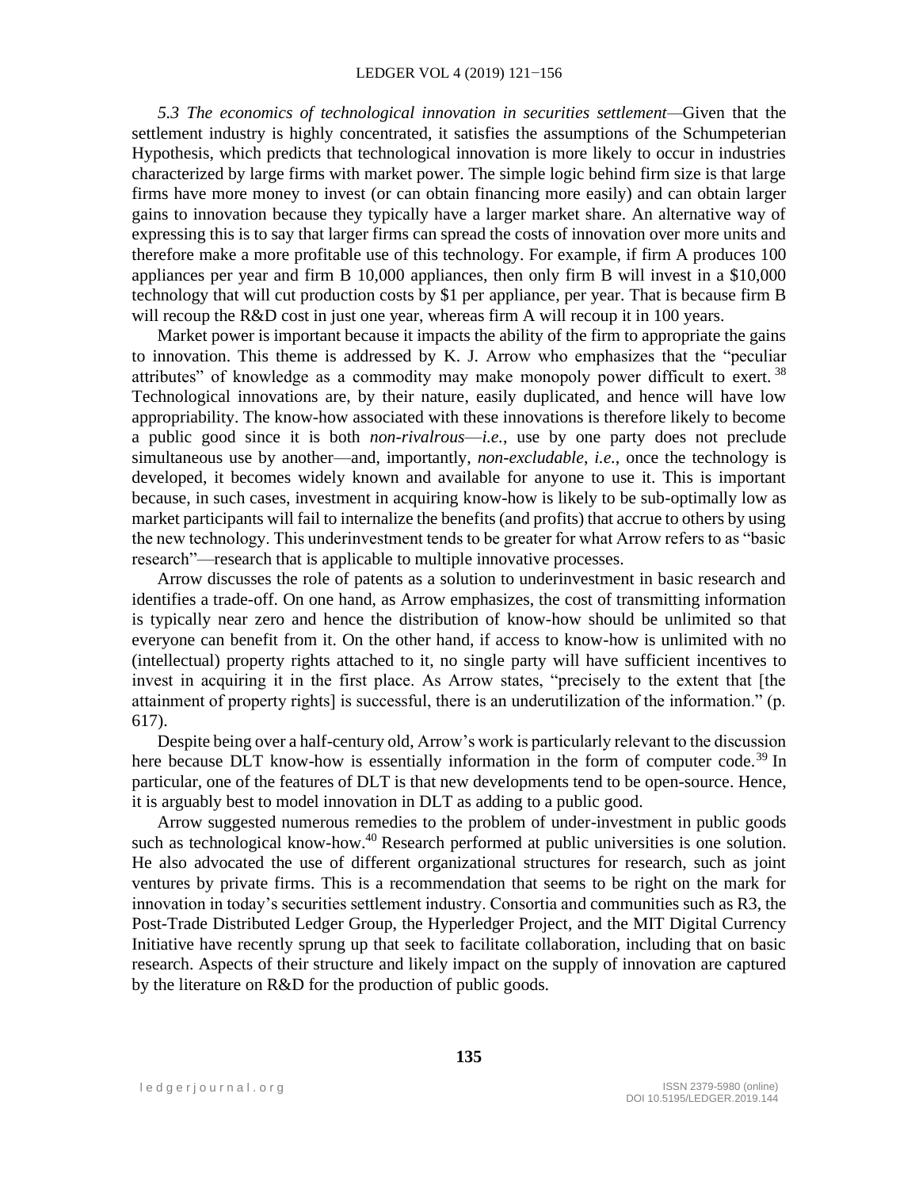*5.3 The economics of technological innovation in securities settlement*—Given that the settlement industry is highly concentrated, it satisfies the assumptions of the Schumpeterian Hypothesis, which predicts that technological innovation is more likely to occur in industries characterized by large firms with market power. The simple logic behind firm size is that large firms have more money to invest (or can obtain financing more easily) and can obtain larger gains to innovation because they typically have a larger market share. An alternative way of expressing this is to say that larger firms can spread the costs of innovation over more units and therefore make a more profitable use of this technology. For example, if firm A produces 100 appliances per year and firm B 10,000 appliances, then only firm B will invest in a $10,000 technology that will cut production costs by $1 per appliance, per year. That is because firm B will recoup the R&D cost in just one year, whereas firm A will recoup it in 100 years.

Market power is important because it impacts the ability of the firm to appropriate the gains to innovation. This theme is addressed by K. J. Arrow who emphasizes that the "peculiar attributes" of knowledge as a commodity may make monopoly power difficult to exert.[38] Technological innovations are, by their nature, easily duplicated, and hence will have low appropriability. The know-how associated with these innovations is therefore likely to become a public good since it is both *non-rivalrous*—*i.e.*, use by one party does not preclude simultaneous use by another—and, importantly, *non-excludable*, *i.e.*, once the technology is developed, it becomes widely known and available for anyone to use it. This is important because, in such cases, investment in acquiring know-how is likely to be sub-optimally low as market participants will fail to internalize the benefits (and profits) that accrue to others by using the new technology. This underinvestment tends to be greater for what Arrow refers to as "basic research"—research that is applicable to multiple innovative processes.

Arrow discusses the role of patents as a solution to underinvestment in basic research and identifies a trade-off. On one hand, as Arrow emphasizes, the cost of transmitting information is typically near zero and hence the distribution of know-how should be unlimited so that everyone can benefit from it. On the other hand, if access to know-how is unlimited with no (intellectual) property rights attached to it, no single party will have sufficient incentives to invest in acquiring it in the first place. As Arrow states, "precisely to the extent that [the attainment of property rights] is successful, there is an underutilization of the information." (p. 617).

Despite being over a half-century old, Arrow's work is particularly relevant to the discussion here because DLT know-how is essentially information in the form of computer code.[39] In particular, one of the features of DLT is that new developments tend to be open-source. Hence, it is arguably best to model innovation in DLT as adding to a public good.

Arrow suggested numerous remedies to the problem of under-investment in public goods such as technological know-how.[40] Research performed at public universities is one solution. He also advocated the use of different organizational structures for research, such as joint ventures by private firms. This is a recommendation that seems to be right on the mark for innovation in today's securities settlement industry. Consortia and communities such as R3, the Post-Trade Distributed Ledger Group, the Hyperledger Project, and the MIT Digital Currency Initiative have recently sprung up that seek to facilitate collaboration, including that on basic research. Aspects of their structure and likely impact on the supply of innovation are captured by the literature on R&D for the production of public goods.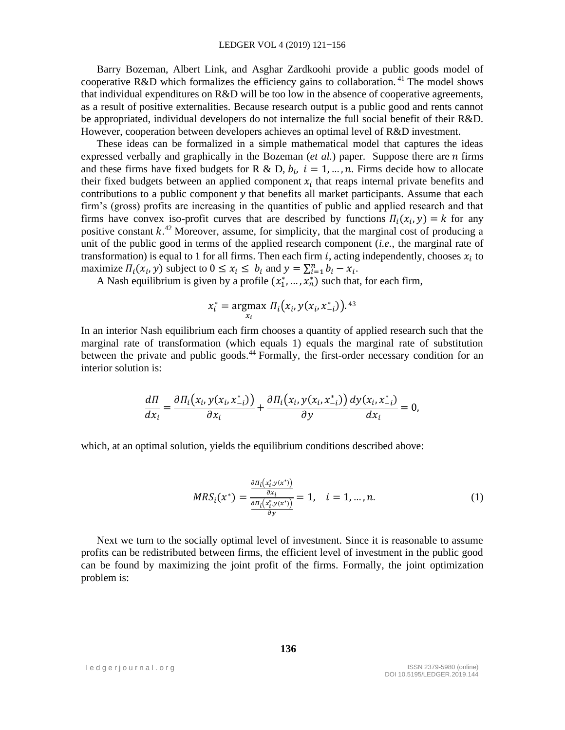Barry Bozeman, Albert Link, and Asghar Zardkoohi provide a public goods model of cooperative R&D which formalizes the efficiency gains to collaboration.[41] The model shows that individual expenditures on R&D will be too low in the absence of cooperative agreements, as a result of positive externalities. Because research output is a public good and rents cannot be appropriated, individual developers do not internalize the full social benefit of their R&D. However, cooperation between developers achieves an optimal level of R&D investment.

These ideas can be formalized in a simple mathematical model that captures the ideas expressed verbally and graphically in the Bozeman (*et al.*) paper. Suppose there are $n$ firms and these firms have fixed budgets for R & D, $b_i$, $i = 1, \ldots, n$. Firms decide how to allocate their fixed budgets between an applied component $x_i$ that reaps internal private benefits and contributions to a public component $y$ that benefits all market participants. Assume that each firm's (gross) profits are increasing in the quantities of public and applied research and that firms have convex iso-profit curves that are described by functions $\Pi_i(x_i, y) = k$ for any positive constant $k$.[42] Moreover, assume, for simplicity, that the marginal cost of producing a unit of the public good in terms of the applied research component (*i.e.*, the marginal rate of transformation) is equal to 1 for all firms. Then each firm $i$, acting independently, chooses $x_i$ to maximize $\Pi_i(x_i, y)$ subject to $0 \leq x_i \leq b_i$ and $y = \sum_{i=1}^{n} b_i - x_i$.

A Nash equilibrium is given by a profile $(x_1^*, \ldots, x_n^*)$ such that, for each firm,

$$x_i^* = \underset{x_i}{\operatorname{argmax}}\ \Pi_i\big(x_i, y(x_i, x_{-i}^*)\big).$$ [43]

In an interior Nash equilibrium each firm chooses a quantity of applied research such that the marginal rate of transformation (which equals 1) equals the marginal rate of substitution between the private and public goods.[44] Formally, the first-order necessary condition for an interior solution is:

$$\frac{d\Pi}{dx_i} = \frac{\partial \Pi_i\big(x_i, y(x_i, x_{-i}^*)\big)}{\partial x_i} + \frac{\partial \Pi_i\big(x_i, y(x_i, x_{-i}^*)\big)}{\partial y}\frac{dy(x_i, x_{-i}^*)}{dx_i} = 0,$$

which, at an optimal solution, yields the equilibrium conditions described above:

$$MRS_i(x^*) = \frac{\frac{\partial \Pi_i(x_i^*, y(x^*))}{\partial x_i}}{\frac{\partial \Pi_i(x_i^*, y(x^*))}{\partial y}} = 1, \quad i = 1, \ldots, n. \tag{1}$$

Next we turn to the socially optimal level of investment. Since it is reasonable to assume profits can be redistributed between firms, the efficient level of investment in the public good can be found by maximizing the joint profit of the firms. Formally, the joint optimization problem is: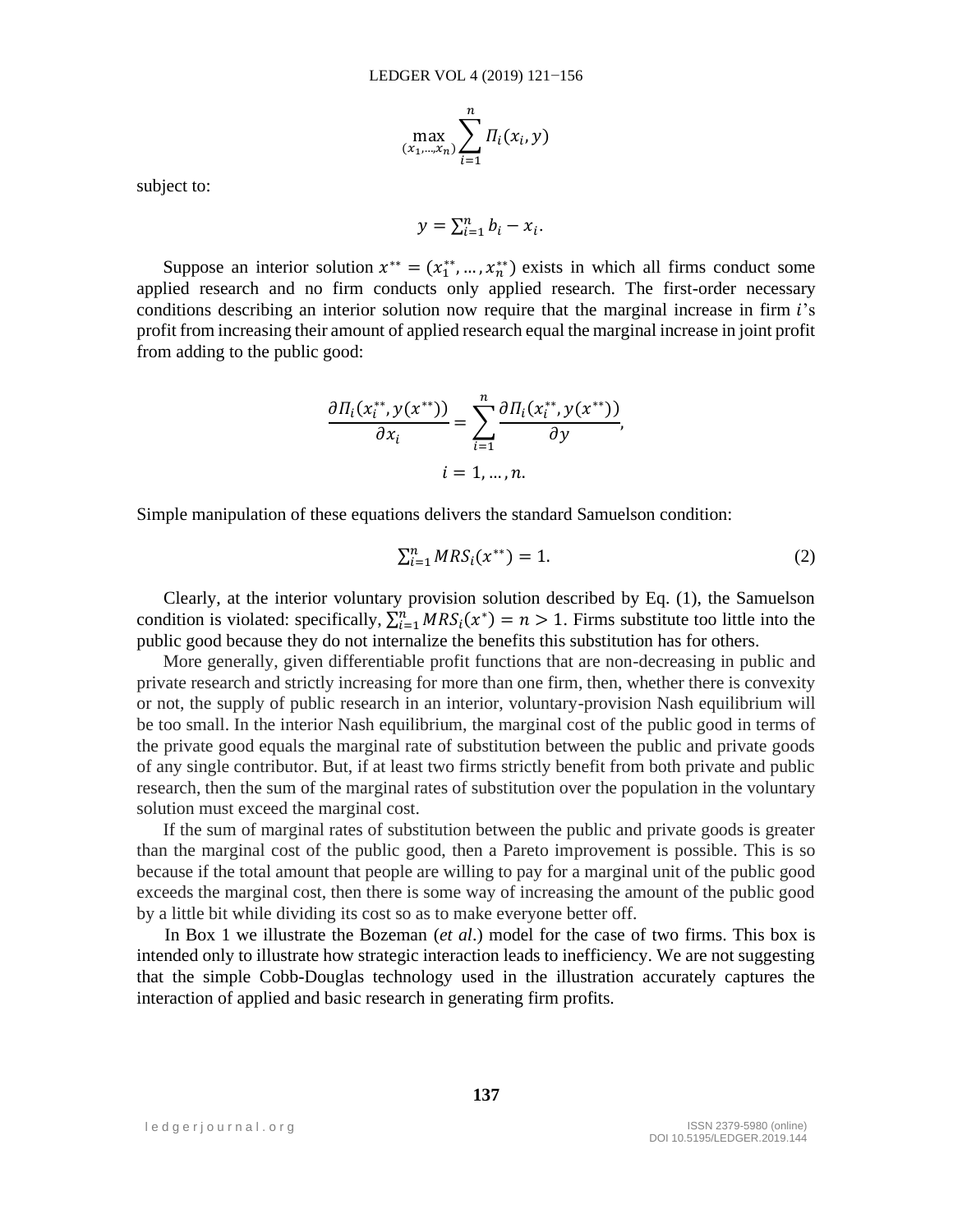$$\max_{(x_1,\ldots,x_n)} \sum_{i=1}^{n} \Pi_i(x_i, y)$$

subject to:

$$y = \sum_{i=1}^{n} b_i - x_i.$$

Suppose an interior solution $x^{**} = (x_1^{**}, \ldots, x_n^{**})$ exists in which all firms conduct some applied research and no firm conducts only applied research. The first-order necessary conditions describing an interior solution now require that the marginal increase in firm $i$'s profit from increasing their amount of applied research equal the marginal increase in joint profit from adding to the public good:

$$\frac{\partial \Pi_i(x_i^{**}, y(x^{**}))}{\partial x_i} = \sum_{i=1}^{n} \frac{\partial \Pi_i(x_i^{**}, y(x^{**}))}{\partial y},$$

$$i = 1, \ldots, n.$$

Simple manipulation of these equations delivers the standard Samuelson condition:

$$\sum_{i=1}^{n} MRS_i(x^{**}) = 1. \tag{2}$$

Clearly, at the interior voluntary provision solution described by Eq. (1), the Samuelson condition is violated: specifically, $\sum_{i=1}^{n} MRS_i(x^{*}) = n > 1$. Firms substitute too little into the public good because they do not internalize the benefits this substitution has for others.

More generally, given differentiable profit functions that are non-decreasing in public and private research and strictly increasing for more than one firm, then, whether there is convexity or not, the supply of public research in an interior, voluntary-provision Nash equilibrium will be too small. In the interior Nash equilibrium, the marginal cost of the public good in terms of the private good equals the marginal rate of substitution between the public and private goods of any single contributor. But, if at least two firms strictly benefit from both private and public research, then the sum of the marginal rates of substitution over the population in the voluntary solution must exceed the marginal cost.

If the sum of marginal rates of substitution between the public and private goods is greater than the marginal cost of the public good, then a Pareto improvement is possible. This is so because if the total amount that people are willing to pay for a marginal unit of the public good exceeds the marginal cost, then there is some way of increasing the amount of the public good by a little bit while dividing its cost so as to make everyone better off.

In Box 1 we illustrate the Bozeman (*et al*.) model for the case of two firms. This box is intended only to illustrate how strategic interaction leads to inefficiency. We are not suggesting that the simple Cobb-Douglas technology used in the illustration accurately captures the interaction of applied and basic research in generating firm profits.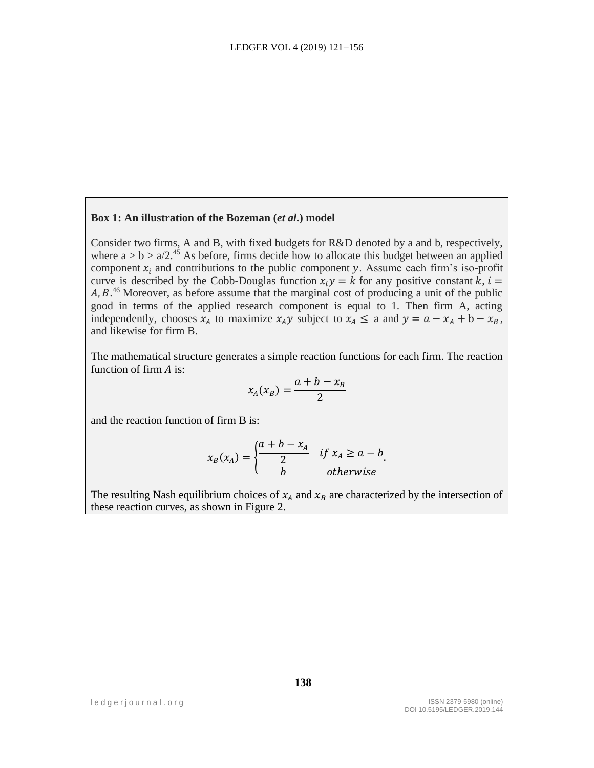**Box 1: An illustration of the Bozeman (*et al.*) model**

Consider two firms, A and B, with fixed budgets for R&D denoted by a and b, respectively, where a > b > a/2.[45] As before, firms decide how to allocate this budget between an applied component $x_i$ and contributions to the public component $y$. Assume each firm's iso-profit curve is described by the Cobb-Douglas function $x_i y = k$ for any positive constant $k$, $i = A, B$.[46] Moreover, as before assume that the marginal cost of producing a unit of the public good in terms of the applied research component is equal to 1. Then firm A, acting independently, chooses $x_A$ to maximize $x_A y$ subject to $x_A \leq$ a and $y = a - x_A + \text{b} - x_B$, and likewise for firm B.

The mathematical structure generates a simple reaction functions for each firm. The reaction function of firm $A$ is:

$$x_A(x_B) = \frac{a + b - x_B}{2}$$

and the reaction function of firm B is:

$$x_B(x_A) = \begin{cases} \dfrac{a + b - x_A}{2} & if\ x_A \geq a - b \\ b & otherwise \end{cases}.$$

The resulting Nash equilibrium choices of $x_A$ and $x_B$ are characterized by the intersection of these reaction curves, as shown in Figure 2.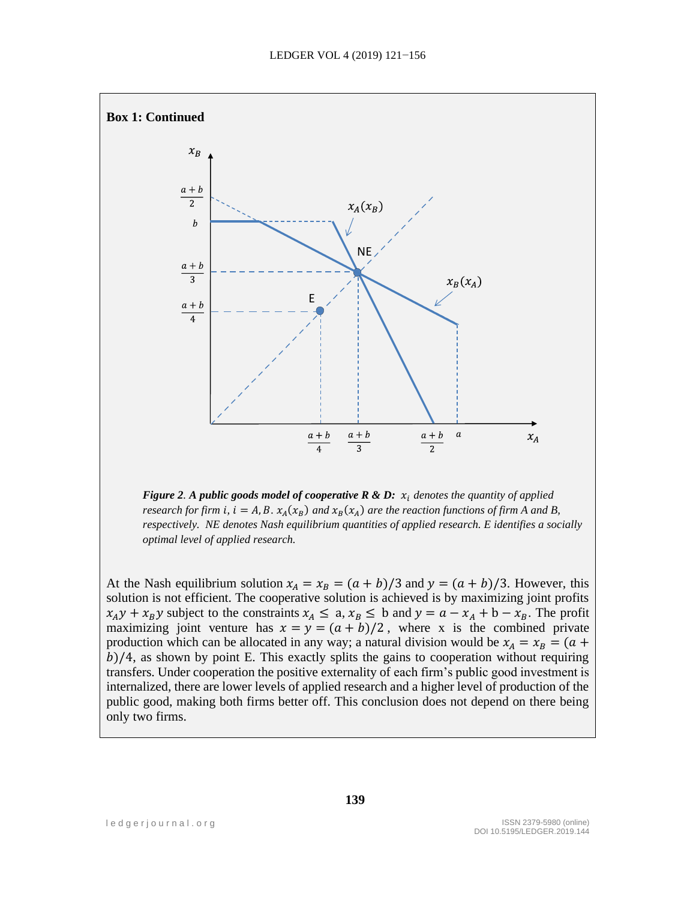**Box 1: Continued**

*Figure 2. A public goods model of cooperative R & D: $x_i$ denotes the quantity of applied research for firm $i$, $i = A, B$. $x_A(x_B)$ and $x_B(x_A)$ are the reaction functions of firm A and B, respectively. NE denotes Nash equilibrium quantities of applied research. E identifies a socially optimal level of applied research.*

At the Nash equilibrium solution $x_A = x_B = (a + b)/3$ and $y = (a + b)/3$. However, this solution is not efficient. The cooperative solution is achieved is by maximizing joint profits $x_A y + x_B y$ subject to the constraints $x_A \leq$ a, $x_B \leq$ b and $y = a - x_A + \mathrm{b} - x_B$. The profit maximizing joint venture has $x = y = (a + b)/2$, where x is the combined private production which can be allocated in any way; a natural division would be $x_A = x_B = (a + b)/4$, as shown by point E. This exactly splits the gains to cooperation without requiring transfers. Under cooperation the positive externality of each firm's public good investment is internalized, there are lower levels of applied research and a higher level of production of the public good, making both firms better off. This conclusion does not depend on there being only two firms.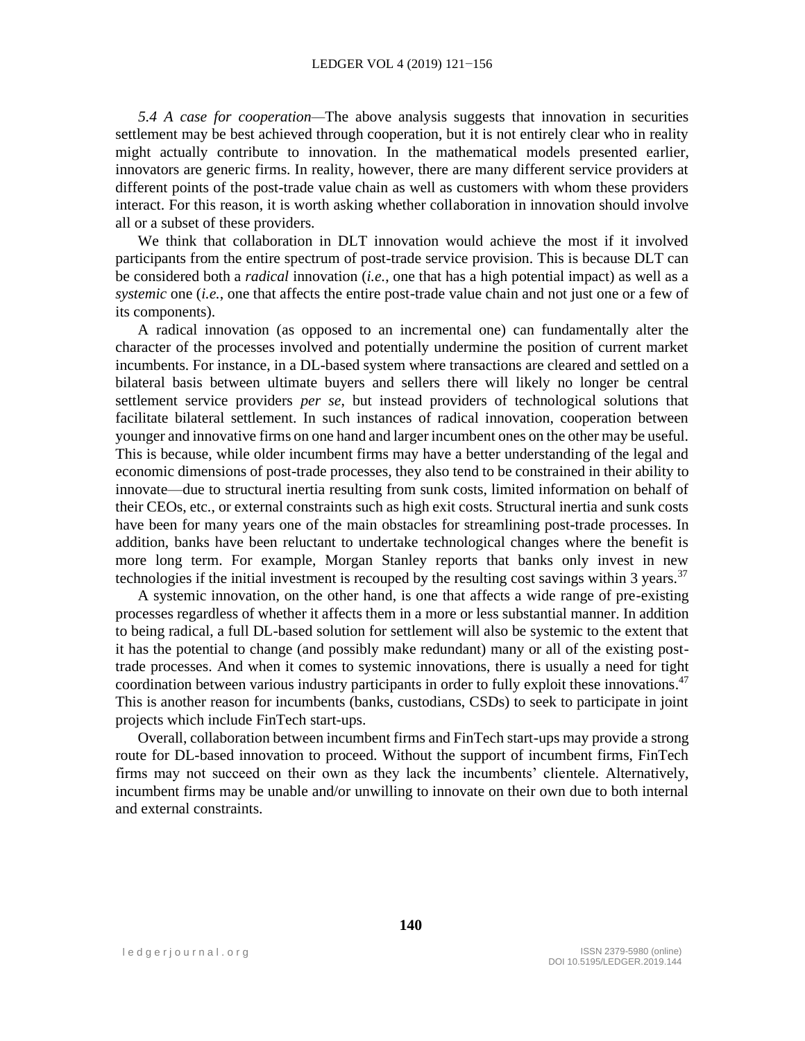*5.4 A case for cooperation*—The above analysis suggests that innovation in securities settlement may be best achieved through cooperation, but it is not entirely clear who in reality might actually contribute to innovation. In the mathematical models presented earlier, innovators are generic firms. In reality, however, there are many different service providers at different points of the post-trade value chain as well as customers with whom these providers interact. For this reason, it is worth asking whether collaboration in innovation should involve all or a subset of these providers.

We think that collaboration in DLT innovation would achieve the most if it involved participants from the entire spectrum of post-trade service provision. This is because DLT can be considered both a *radical* innovation (*i.e.*, one that has a high potential impact) as well as a *systemic* one (*i.e.*, one that affects the entire post-trade value chain and not just one or a few of its components).

A radical innovation (as opposed to an incremental one) can fundamentally alter the character of the processes involved and potentially undermine the position of current market incumbents. For instance, in a DL-based system where transactions are cleared and settled on a bilateral basis between ultimate buyers and sellers there will likely no longer be central settlement service providers *per se*, but instead providers of technological solutions that facilitate bilateral settlement. In such instances of radical innovation, cooperation between younger and innovative firms on one hand and larger incumbent ones on the other may be useful. This is because, while older incumbent firms may have a better understanding of the legal and economic dimensions of post-trade processes, they also tend to be constrained in their ability to innovate—due to structural inertia resulting from sunk costs, limited information on behalf of their CEOs, etc., or external constraints such as high exit costs. Structural inertia and sunk costs have been for many years one of the main obstacles for streamlining post-trade processes. In addition, banks have been reluctant to undertake technological changes where the benefit is more long term. For example, Morgan Stanley reports that banks only invest in new technologies if the initial investment is recouped by the resulting cost savings within 3 years.[37]

A systemic innovation, on the other hand, is one that affects a wide range of pre-existing processes regardless of whether it affects them in a more or less substantial manner. In addition to being radical, a full DL-based solution for settlement will also be systemic to the extent that it has the potential to change (and possibly make redundant) many or all of the existing post-trade processes. And when it comes to systemic innovations, there is usually a need for tight coordination between various industry participants in order to fully exploit these innovations.[47] This is another reason for incumbents (banks, custodians, CSDs) to seek to participate in joint projects which include FinTech start-ups.

Overall, collaboration between incumbent firms and FinTech start-ups may provide a strong route for DL-based innovation to proceed. Without the support of incumbent firms, FinTech firms may not succeed on their own as they lack the incumbents' clientele. Alternatively, incumbent firms may be unable and/or unwilling to innovate on their own due to both internal and external constraints.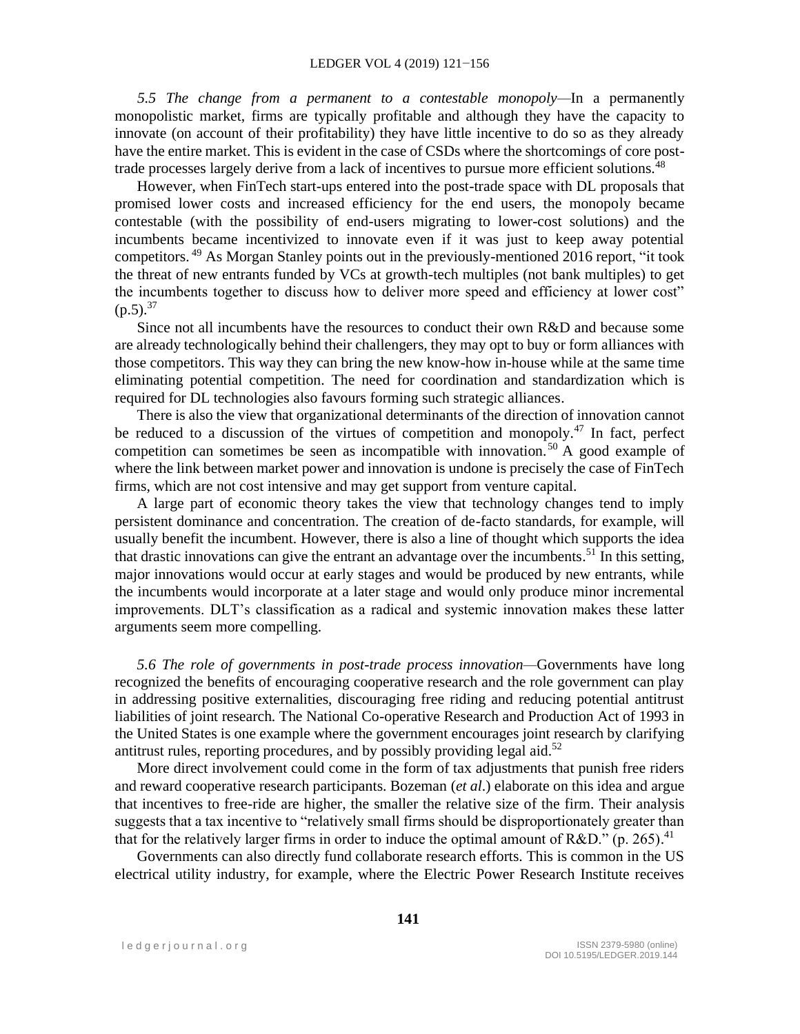*5.5 The change from a permanent to a contestable monopoly*—In a permanently monopolistic market, firms are typically profitable and although they have the capacity to innovate (on account of their profitability) they have little incentive to do so as they already have the entire market. This is evident in the case of CSDs where the shortcomings of core post-trade processes largely derive from a lack of incentives to pursue more efficient solutions.[48]

However, when FinTech start-ups entered into the post-trade space with DL proposals that promised lower costs and increased efficiency for the end users, the monopoly became contestable (with the possibility of end-users migrating to lower-cost solutions) and the incumbents became incentivized to innovate even if it was just to keep away potential competitors.[49] As Morgan Stanley points out in the previously-mentioned 2016 report, "it took the threat of new entrants funded by VCs at growth-tech multiples (not bank multiples) to get the incumbents together to discuss how to deliver more speed and efficiency at lower cost" (p.5).[37]

Since not all incumbents have the resources to conduct their own R&D and because some are already technologically behind their challengers, they may opt to buy or form alliances with those competitors. This way they can bring the new know-how in-house while at the same time eliminating potential competition. The need for coordination and standardization which is required for DL technologies also favours forming such strategic alliances.

There is also the view that organizational determinants of the direction of innovation cannot be reduced to a discussion of the virtues of competition and monopoly.[47] In fact, perfect competition can sometimes be seen as incompatible with innovation.[50] A good example of where the link between market power and innovation is undone is precisely the case of FinTech firms, which are not cost intensive and may get support from venture capital.

A large part of economic theory takes the view that technology changes tend to imply persistent dominance and concentration. The creation of de-facto standards, for example, will usually benefit the incumbent. However, there is also a line of thought which supports the idea that drastic innovations can give the entrant an advantage over the incumbents.[51] In this setting, major innovations would occur at early stages and would be produced by new entrants, while the incumbents would incorporate at a later stage and would only produce minor incremental improvements. DLT's classification as a radical and systemic innovation makes these latter arguments seem more compelling.

*5.6 The role of governments in post-trade process innovation*—Governments have long recognized the benefits of encouraging cooperative research and the role government can play in addressing positive externalities, discouraging free riding and reducing potential antitrust liabilities of joint research. The National Co-operative Research and Production Act of 1993 in the United States is one example where the government encourages joint research by clarifying antitrust rules, reporting procedures, and by possibly providing legal aid.[52]

More direct involvement could come in the form of tax adjustments that punish free riders and reward cooperative research participants. Bozeman (*et al.*) elaborate on this idea and argue that incentives to free-ride are higher, the smaller the relative size of the firm. Their analysis suggests that a tax incentive to "relatively small firms should be disproportionately greater than that for the relatively larger firms in order to induce the optimal amount of R&D." (p. 265).[41]

Governments can also directly fund collaborate research efforts. This is common in the US electrical utility industry, for example, where the Electric Power Research Institute receives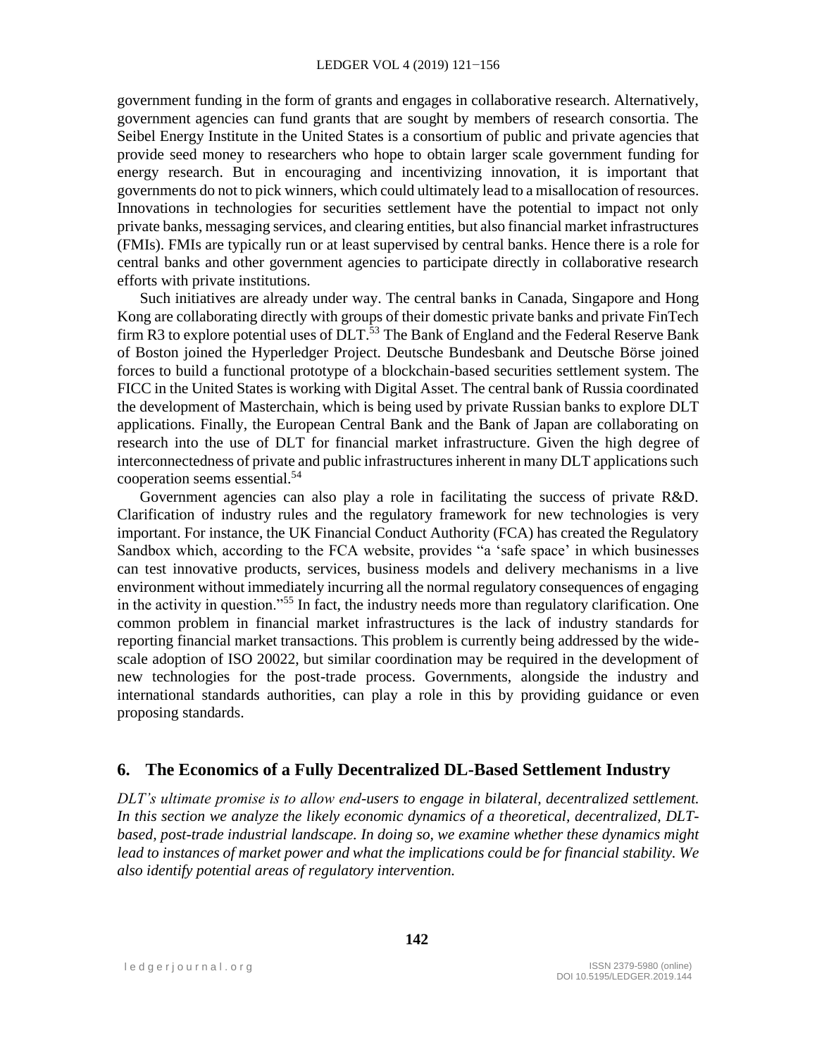government funding in the form of grants and engages in collaborative research. Alternatively, government agencies can fund grants that are sought by members of research consortia. The Seibel Energy Institute in the United States is a consortium of public and private agencies that provide seed money to researchers who hope to obtain larger scale government funding for energy research. But in encouraging and incentivizing innovation, it is important that governments do not to pick winners, which could ultimately lead to a misallocation of resources. Innovations in technologies for securities settlement have the potential to impact not only private banks, messaging services, and clearing entities, but also financial market infrastructures (FMIs). FMIs are typically run or at least supervised by central banks. Hence there is a role for central banks and other government agencies to participate directly in collaborative research efforts with private institutions.

Such initiatives are already under way. The central banks in Canada, Singapore and Hong Kong are collaborating directly with groups of their domestic private banks and private FinTech firm R3 to explore potential uses of DLT.[53] The Bank of England and the Federal Reserve Bank of Boston joined the Hyperledger Project. Deutsche Bundesbank and Deutsche Börse joined forces to build a functional prototype of a blockchain-based securities settlement system. The FICC in the United States is working with Digital Asset. The central bank of Russia coordinated the development of Masterchain, which is being used by private Russian banks to explore DLT applications. Finally, the European Central Bank and the Bank of Japan are collaborating on research into the use of DLT for financial market infrastructure. Given the high degree of interconnectedness of private and public infrastructures inherent in many DLT applications such cooperation seems essential.[54]

Government agencies can also play a role in facilitating the success of private R&D. Clarification of industry rules and the regulatory framework for new technologies is very important. For instance, the UK Financial Conduct Authority (FCA) has created the Regulatory Sandbox which, according to the FCA website, provides "a 'safe space' in which businesses can test innovative products, services, business models and delivery mechanisms in a live environment without immediately incurring all the normal regulatory consequences of engaging in the activity in question."[55] In fact, the industry needs more than regulatory clarification. One common problem in financial market infrastructures is the lack of industry standards for reporting financial market transactions. This problem is currently being addressed by the wide-scale adoption of ISO 20022, but similar coordination may be required in the development of new technologies for the post-trade process. Governments, alongside the industry and international standards authorities, can play a role in this by providing guidance or even proposing standards.

## 6. The Economics of a Fully Decentralized DL-Based Settlement Industry

*DLT's ultimate promise is to allow end-users to engage in bilateral, decentralized settlement. In this section we analyze the likely economic dynamics of a theoretical, decentralized, DLT-based, post-trade industrial landscape. In doing so, we examine whether these dynamics might lead to instances of market power and what the implications could be for financial stability. We also identify potential areas of regulatory intervention.*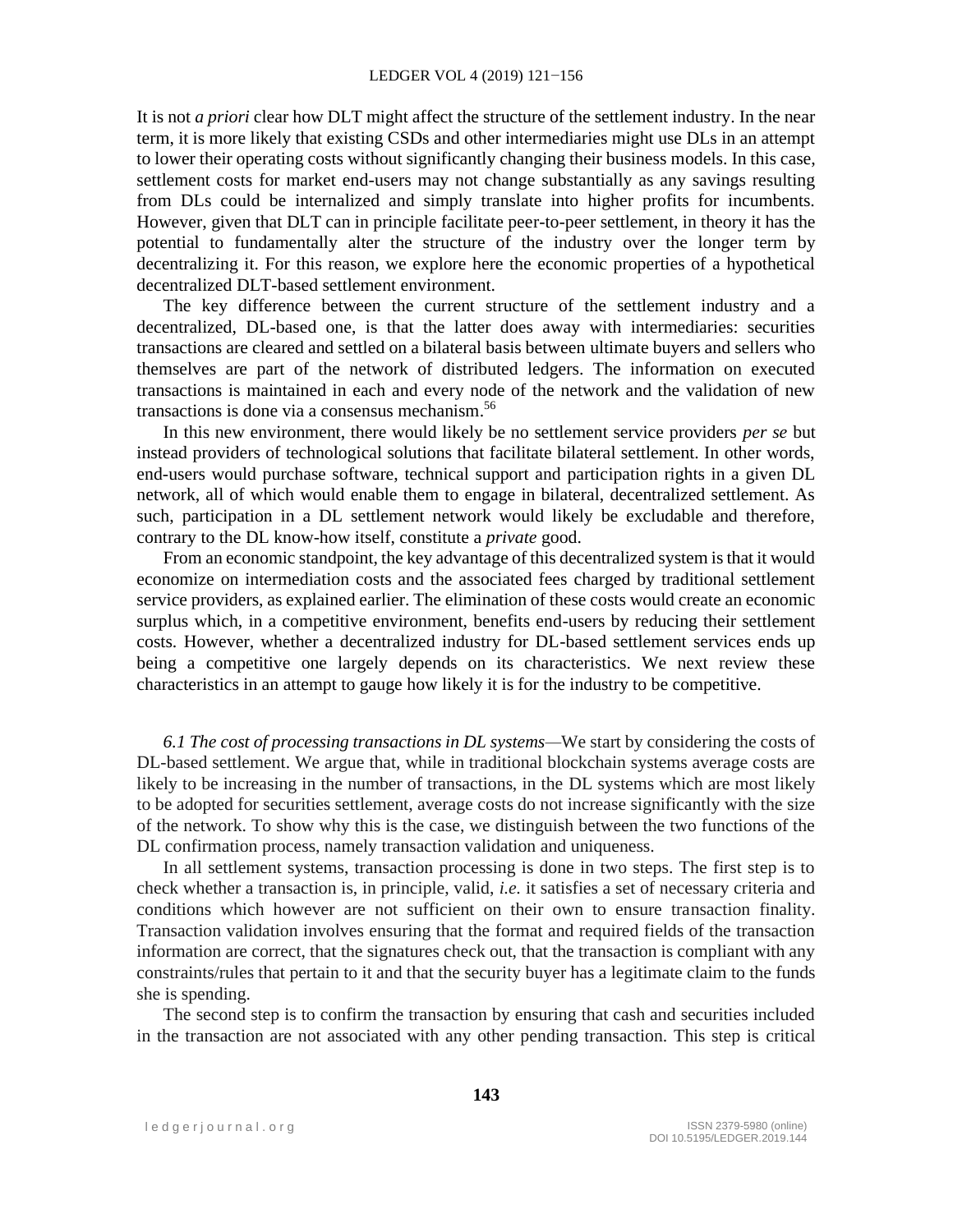It is not *a priori* clear how DLT might affect the structure of the settlement industry. In the near term, it is more likely that existing CSDs and other intermediaries might use DLs in an attempt to lower their operating costs without significantly changing their business models. In this case, settlement costs for market end-users may not change substantially as any savings resulting from DLs could be internalized and simply translate into higher profits for incumbents. However, given that DLT can in principle facilitate peer-to-peer settlement, in theory it has the potential to fundamentally alter the structure of the industry over the longer term by decentralizing it. For this reason, we explore here the economic properties of a hypothetical decentralized DLT-based settlement environment.

The key difference between the current structure of the settlement industry and a decentralized, DL-based one, is that the latter does away with intermediaries: securities transactions are cleared and settled on a bilateral basis between ultimate buyers and sellers who themselves are part of the network of distributed ledgers. The information on executed transactions is maintained in each and every node of the network and the validation of new transactions is done via a consensus mechanism.[56]

In this new environment, there would likely be no settlement service providers *per se* but instead providers of technological solutions that facilitate bilateral settlement. In other words, end-users would purchase software, technical support and participation rights in a given DL network, all of which would enable them to engage in bilateral, decentralized settlement. As such, participation in a DL settlement network would likely be excludable and therefore, contrary to the DL know-how itself, constitute a *private* good.

From an economic standpoint, the key advantage of this decentralized system is that it would economize on intermediation costs and the associated fees charged by traditional settlement service providers, as explained earlier. The elimination of these costs would create an economic surplus which, in a competitive environment, benefits end-users by reducing their settlement costs. However, whether a decentralized industry for DL-based settlement services ends up being a competitive one largely depends on its characteristics. We next review these characteristics in an attempt to gauge how likely it is for the industry to be competitive.

*6.1 The cost of processing transactions in DL systems*—We start by considering the costs of DL-based settlement. We argue that, while in traditional blockchain systems average costs are likely to be increasing in the number of transactions, in the DL systems which are most likely to be adopted for securities settlement, average costs do not increase significantly with the size of the network. To show why this is the case, we distinguish between the two functions of the DL confirmation process, namely transaction validation and uniqueness.

In all settlement systems, transaction processing is done in two steps. The first step is to check whether a transaction is, in principle, valid, *i.e.* it satisfies a set of necessary criteria and conditions which however are not sufficient on their own to ensure transaction finality. Transaction validation involves ensuring that the format and required fields of the transaction information are correct, that the signatures check out, that the transaction is compliant with any constraints/rules that pertain to it and that the security buyer has a legitimate claim to the funds she is spending.

The second step is to confirm the transaction by ensuring that cash and securities included in the transaction are not associated with any other pending transaction. This step is critical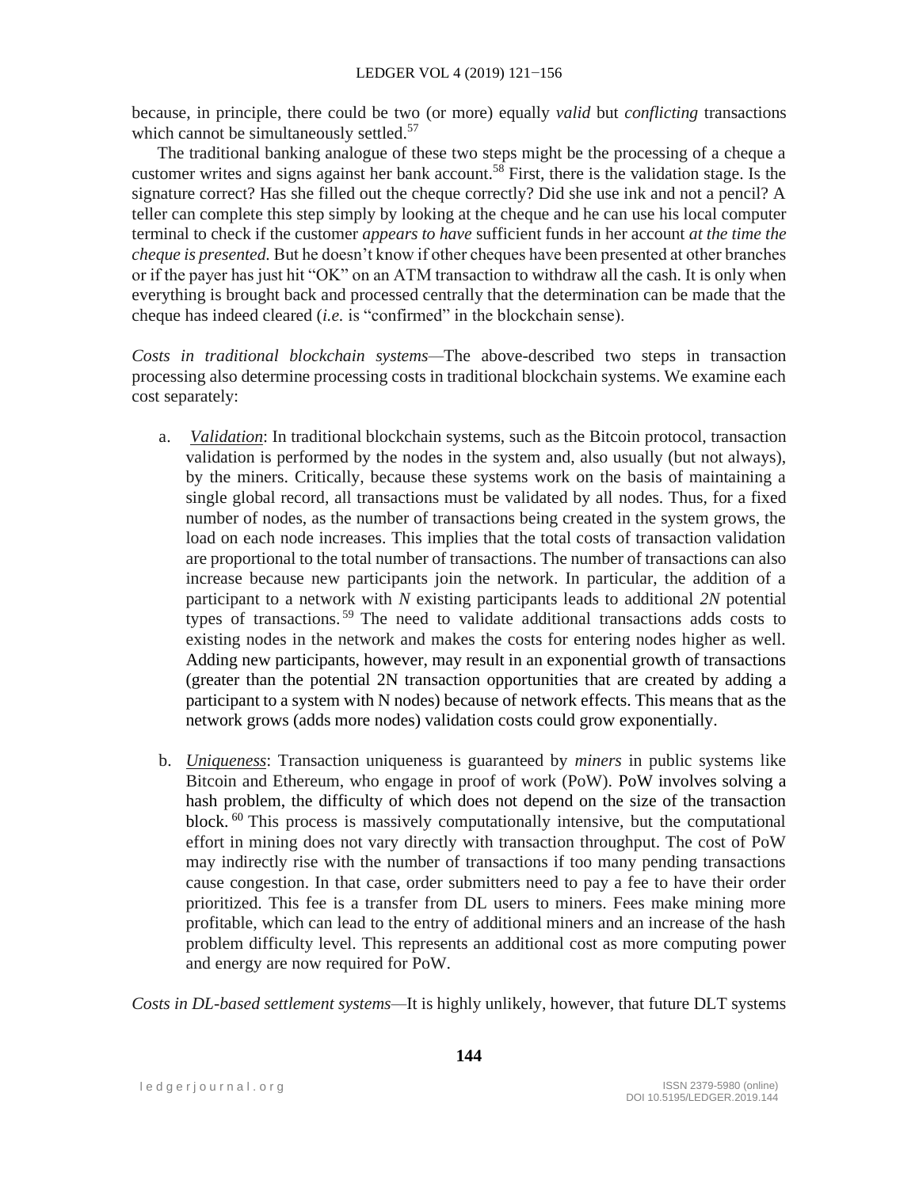because, in principle, there could be two (or more) equally *valid* but *conflicting* transactions which cannot be simultaneously settled.[57]

The traditional banking analogue of these two steps might be the processing of a cheque a customer writes and signs against her bank account.[58] First, there is the validation stage. Is the signature correct? Has she filled out the cheque correctly? Did she use ink and not a pencil? A teller can complete this step simply by looking at the cheque and he can use his local computer terminal to check if the customer *appears to have* sufficient funds in her account *at the time the cheque is presented.* But he doesn't know if other cheques have been presented at other branches or if the payer has just hit "OK" on an ATM transaction to withdraw all the cash. It is only when everything is brought back and processed centrally that the determination can be made that the cheque has indeed cleared (*i.e.* is "confirmed" in the blockchain sense).

*Costs in traditional blockchain systems*—The above-described two steps in transaction processing also determine processing costs in traditional blockchain systems. We examine each cost separately:

a. <u>*Validation*</u>: In traditional blockchain systems, such as the Bitcoin protocol, transaction validation is performed by the nodes in the system and, also usually (but not always), by the miners. Critically, because these systems work on the basis of maintaining a single global record, all transactions must be validated by all nodes. Thus, for a fixed number of nodes, as the number of transactions being created in the system grows, the load on each node increases. This implies that the total costs of transaction validation are proportional to the total number of transactions. The number of transactions can also increase because new participants join the network. In particular, the addition of a participant to a network with $N$ existing participants leads to additional $2N$ potential types of transactions.[59] The need to validate additional transactions adds costs to existing nodes in the network and makes the costs for entering nodes higher as well. Adding new participants, however, may result in an exponential growth of transactions (greater than the potential 2N transaction opportunities that are created by adding a participant to a system with N nodes) because of network effects. This means that as the network grows (adds more nodes) validation costs could grow exponentially.

b. <u>*Uniqueness*</u>: Transaction uniqueness is guaranteed by *miners* in public systems like Bitcoin and Ethereum, who engage in proof of work (PoW). PoW involves solving a hash problem, the difficulty of which does not depend on the size of the transaction block.[60] This process is massively computationally intensive, but the computational effort in mining does not vary directly with transaction throughput. The cost of PoW may indirectly rise with the number of transactions if too many pending transactions cause congestion. In that case, order submitters need to pay a fee to have their order prioritized. This fee is a transfer from DL users to miners. Fees make mining more profitable, which can lead to the entry of additional miners and an increase of the hash problem difficulty level. This represents an additional cost as more computing power and energy are now required for PoW.

*Costs in DL-based settlement systems*—It is highly unlikely, however, that future DLT systems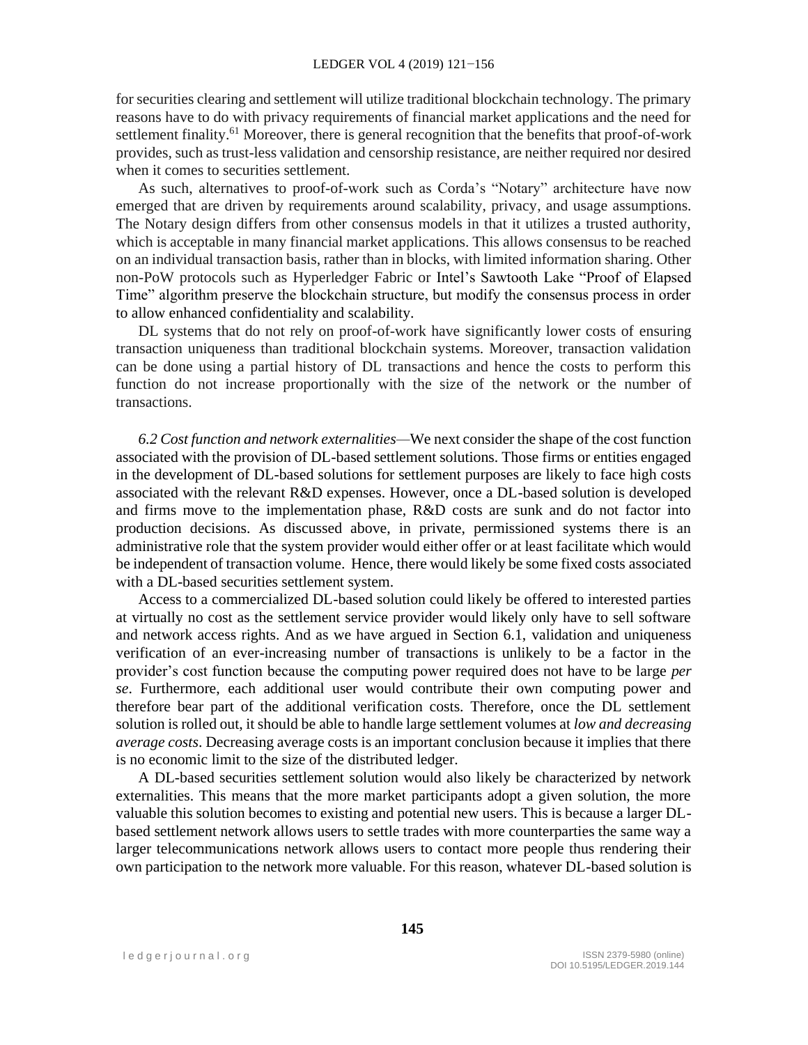for securities clearing and settlement will utilize traditional blockchain technology. The primary reasons have to do with privacy requirements of financial market applications and the need for settlement finality.[61] Moreover, there is general recognition that the benefits that proof-of-work provides, such as trust-less validation and censorship resistance, are neither required nor desired when it comes to securities settlement.

As such, alternatives to proof-of-work such as Corda's "Notary" architecture have now emerged that are driven by requirements around scalability, privacy, and usage assumptions. The Notary design differs from other consensus models in that it utilizes a trusted authority, which is acceptable in many financial market applications. This allows consensus to be reached on an individual transaction basis, rather than in blocks, with limited information sharing. Other non-PoW protocols such as Hyperledger Fabric or Intel's Sawtooth Lake "Proof of Elapsed Time" algorithm preserve the blockchain structure, but modify the consensus process in order to allow enhanced confidentiality and scalability.

DL systems that do not rely on proof-of-work have significantly lower costs of ensuring transaction uniqueness than traditional blockchain systems. Moreover, transaction validation can be done using a partial history of DL transactions and hence the costs to perform this function do not increase proportionally with the size of the network or the number of transactions.

*6.2 Cost function and network externalities*—We next consider the shape of the cost function associated with the provision of DL-based settlement solutions. Those firms or entities engaged in the development of DL-based solutions for settlement purposes are likely to face high costs associated with the relevant R&D expenses. However, once a DL-based solution is developed and firms move to the implementation phase, R&D costs are sunk and do not factor into production decisions. As discussed above, in private, permissioned systems there is an administrative role that the system provider would either offer or at least facilitate which would be independent of transaction volume. Hence, there would likely be some fixed costs associated with a DL-based securities settlement system.

Access to a commercialized DL-based solution could likely be offered to interested parties at virtually no cost as the settlement service provider would likely only have to sell software and network access rights. And as we have argued in Section 6.1, validation and uniqueness verification of an ever-increasing number of transactions is unlikely to be a factor in the provider's cost function because the computing power required does not have to be large *per se*. Furthermore, each additional user would contribute their own computing power and therefore bear part of the additional verification costs. Therefore, once the DL settlement solution is rolled out, it should be able to handle large settlement volumes at *low and decreasing average costs*. Decreasing average costs is an important conclusion because it implies that there is no economic limit to the size of the distributed ledger.

A DL-based securities settlement solution would also likely be characterized by network externalities. This means that the more market participants adopt a given solution, the more valuable this solution becomes to existing and potential new users. This is because a larger DL-based settlement network allows users to settle trades with more counterparties the same way a larger telecommunications network allows users to contact more people thus rendering their own participation to the network more valuable. For this reason, whatever DL-based solution is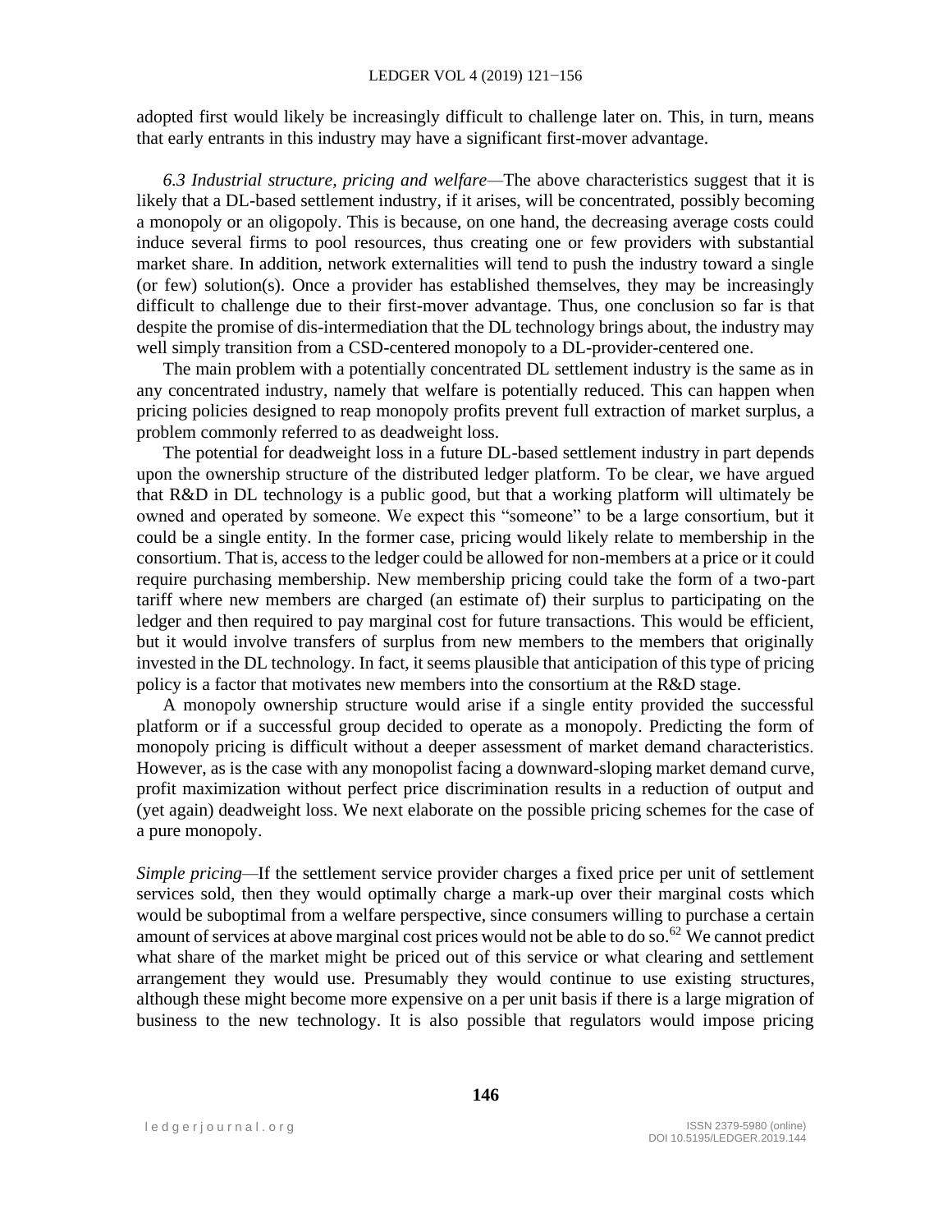adopted first would likely be increasingly difficult to challenge later on. This, in turn, means that early entrants in this industry may have a significant first-mover advantage.

*6.3 Industrial structure, pricing and welfare*—The above characteristics suggest that it is likely that a DL-based settlement industry, if it arises, will be concentrated, possibly becoming a monopoly or an oligopoly. This is because, on one hand, the decreasing average costs could induce several firms to pool resources, thus creating one or few providers with substantial market share. In addition, network externalities will tend to push the industry toward a single (or few) solution(s). Once a provider has established themselves, they may be increasingly difficult to challenge due to their first-mover advantage. Thus, one conclusion so far is that despite the promise of dis-intermediation that the DL technology brings about, the industry may well simply transition from a CSD-centered monopoly to a DL-provider-centered one.

The main problem with a potentially concentrated DL settlement industry is the same as in any concentrated industry, namely that welfare is potentially reduced. This can happen when pricing policies designed to reap monopoly profits prevent full extraction of market surplus, a problem commonly referred to as deadweight loss.

The potential for deadweight loss in a future DL-based settlement industry in part depends upon the ownership structure of the distributed ledger platform. To be clear, we have argued that R&D in DL technology is a public good, but that a working platform will ultimately be owned and operated by someone. We expect this "someone" to be a large consortium, but it could be a single entity. In the former case, pricing would likely relate to membership in the consortium. That is, access to the ledger could be allowed for non-members at a price or it could require purchasing membership. New membership pricing could take the form of a two-part tariff where new members are charged (an estimate of) their surplus to participating on the ledger and then required to pay marginal cost for future transactions. This would be efficient, but it would involve transfers of surplus from new members to the members that originally invested in the DL technology. In fact, it seems plausible that anticipation of this type of pricing policy is a factor that motivates new members into the consortium at the R&D stage.

A monopoly ownership structure would arise if a single entity provided the successful platform or if a successful group decided to operate as a monopoly. Predicting the form of monopoly pricing is difficult without a deeper assessment of market demand characteristics. However, as is the case with any monopolist facing a downward-sloping market demand curve, profit maximization without perfect price discrimination results in a reduction of output and (yet again) deadweight loss. We next elaborate on the possible pricing schemes for the case of a pure monopoly.

*Simple pricing*—If the settlement service provider charges a fixed price per unit of settlement services sold, then they would optimally charge a mark-up over their marginal costs which would be suboptimal from a welfare perspective, since consumers willing to purchase a certain amount of services at above marginal cost prices would not be able to do so.[62] We cannot predict what share of the market might be priced out of this service or what clearing and settlement arrangement they would use. Presumably they would continue to use existing structures, although these might become more expensive on a per unit basis if there is a large migration of business to the new technology. It is also possible that regulators would impose pricing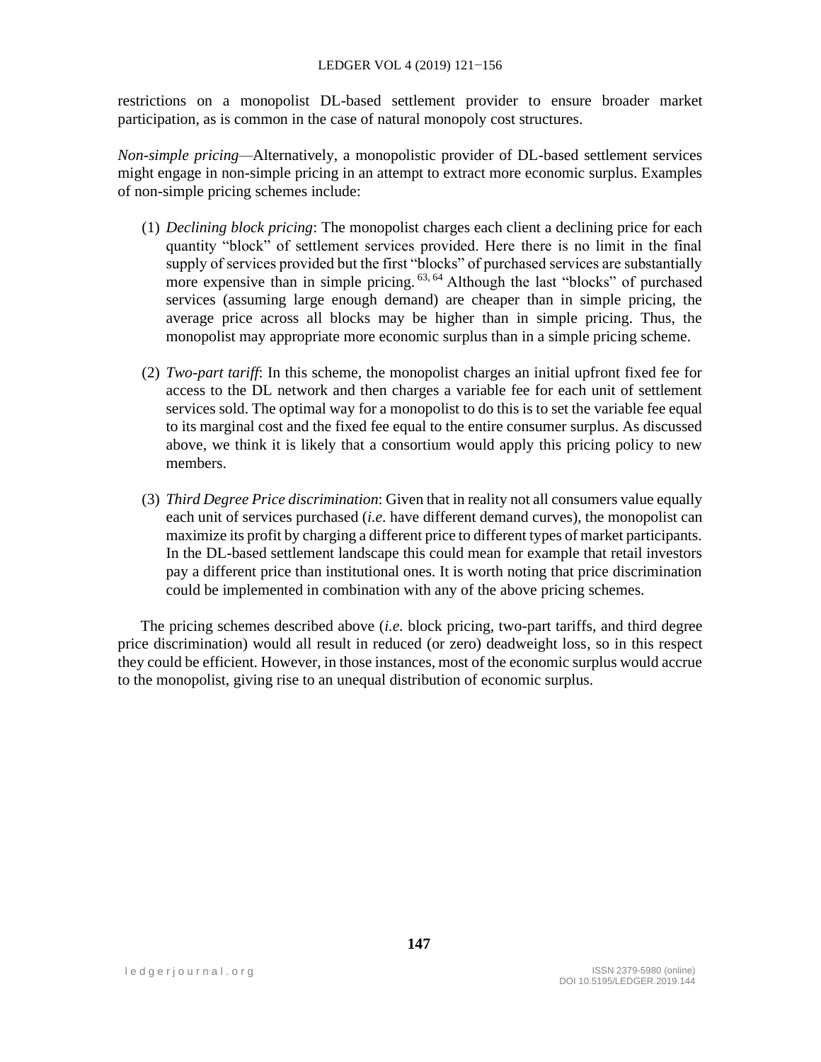restrictions on a monopolist DL-based settlement provider to ensure broader market participation, as is common in the case of natural monopoly cost structures.

*Non-simple pricing*—Alternatively, a monopolistic provider of DL-based settlement services might engage in non-simple pricing in an attempt to extract more economic surplus. Examples of non-simple pricing schemes include:

(1) *Declining block pricing*: The monopolist charges each client a declining price for each quantity "block" of settlement services provided. Here there is no limit in the final supply of services provided but the first "blocks" of purchased services are substantially more expensive than in simple pricing. [63, 64] Although the last "blocks" of purchased services (assuming large enough demand) are cheaper than in simple pricing, the average price across all blocks may be higher than in simple pricing. Thus, the monopolist may appropriate more economic surplus than in a simple pricing scheme.

(2) *Two-part tariff*: In this scheme, the monopolist charges an initial upfront fixed fee for access to the DL network and then charges a variable fee for each unit of settlement services sold. The optimal way for a monopolist to do this is to set the variable fee equal to its marginal cost and the fixed fee equal to the entire consumer surplus. As discussed above, we think it is likely that a consortium would apply this pricing policy to new members.

(3) *Third Degree Price discrimination*: Given that in reality not all consumers value equally each unit of services purchased (*i.e*. have different demand curves), the monopolist can maximize its profit by charging a different price to different types of market participants. In the DL-based settlement landscape this could mean for example that retail investors pay a different price than institutional ones. It is worth noting that price discrimination could be implemented in combination with any of the above pricing schemes.

The pricing schemes described above (*i.e.* block pricing, two-part tariffs, and third degree price discrimination) would all result in reduced (or zero) deadweight loss, so in this respect they could be efficient. However, in those instances, most of the economic surplus would accrue to the monopolist, giving rise to an unequal distribution of economic surplus.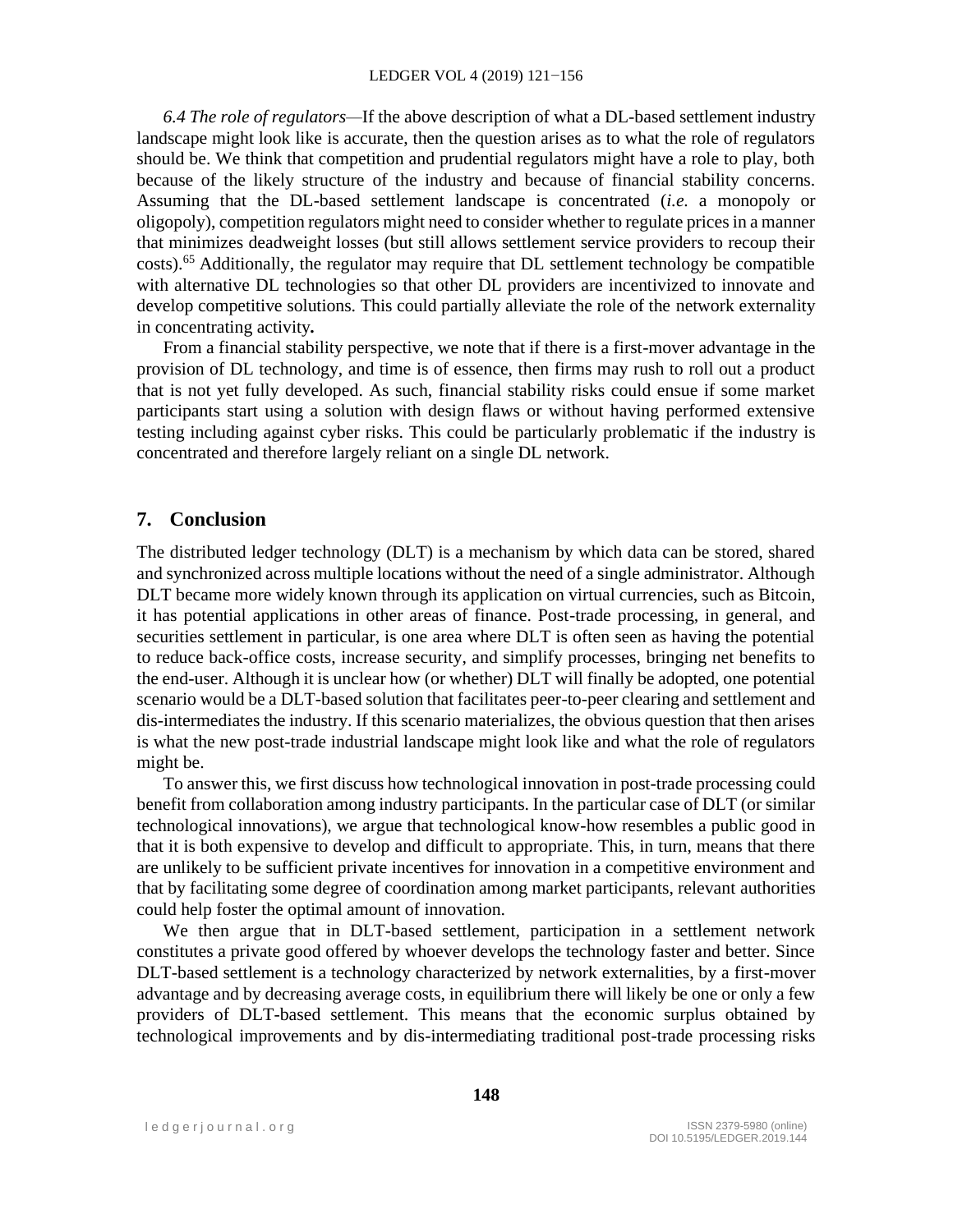*6.4 The role of regulators*—If the above description of what a DL-based settlement industry landscape might look like is accurate, then the question arises as to what the role of regulators should be. We think that competition and prudential regulators might have a role to play, both because of the likely structure of the industry and because of financial stability concerns. Assuming that the DL-based settlement landscape is concentrated (*i.e.* a monopoly or oligopoly), competition regulators might need to consider whether to regulate prices in a manner that minimizes deadweight losses (but still allows settlement service providers to recoup their costs).[65] Additionally, the regulator may require that DL settlement technology be compatible with alternative DL technologies so that other DL providers are incentivized to innovate and develop competitive solutions. This could partially alleviate the role of the network externality in concentrating activity**.**

From a financial stability perspective, we note that if there is a first-mover advantage in the provision of DL technology, and time is of essence, then firms may rush to roll out a product that is not yet fully developed. As such, financial stability risks could ensue if some market participants start using a solution with design flaws or without having performed extensive testing including against cyber risks. This could be particularly problematic if the industry is concentrated and therefore largely reliant on a single DL network.

## 7. Conclusion

The distributed ledger technology (DLT) is a mechanism by which data can be stored, shared and synchronized across multiple locations without the need of a single administrator. Although DLT became more widely known through its application on virtual currencies, such as Bitcoin, it has potential applications in other areas of finance. Post-trade processing, in general, and securities settlement in particular, is one area where DLT is often seen as having the potential to reduce back-office costs, increase security, and simplify processes, bringing net benefits to the end-user. Although it is unclear how (or whether) DLT will finally be adopted, one potential scenario would be a DLT-based solution that facilitates peer-to-peer clearing and settlement and dis-intermediates the industry. If this scenario materializes, the obvious question that then arises is what the new post-trade industrial landscape might look like and what the role of regulators might be.

To answer this, we first discuss how technological innovation in post-trade processing could benefit from collaboration among industry participants. In the particular case of DLT (or similar technological innovations), we argue that technological know-how resembles a public good in that it is both expensive to develop and difficult to appropriate. This, in turn, means that there are unlikely to be sufficient private incentives for innovation in a competitive environment and that by facilitating some degree of coordination among market participants, relevant authorities could help foster the optimal amount of innovation.

We then argue that in DLT-based settlement, participation in a settlement network constitutes a private good offered by whoever develops the technology faster and better. Since DLT-based settlement is a technology characterized by network externalities, by a first-mover advantage and by decreasing average costs, in equilibrium there will likely be one or only a few providers of DLT-based settlement. This means that the economic surplus obtained by technological improvements and by dis-intermediating traditional post-trade processing risks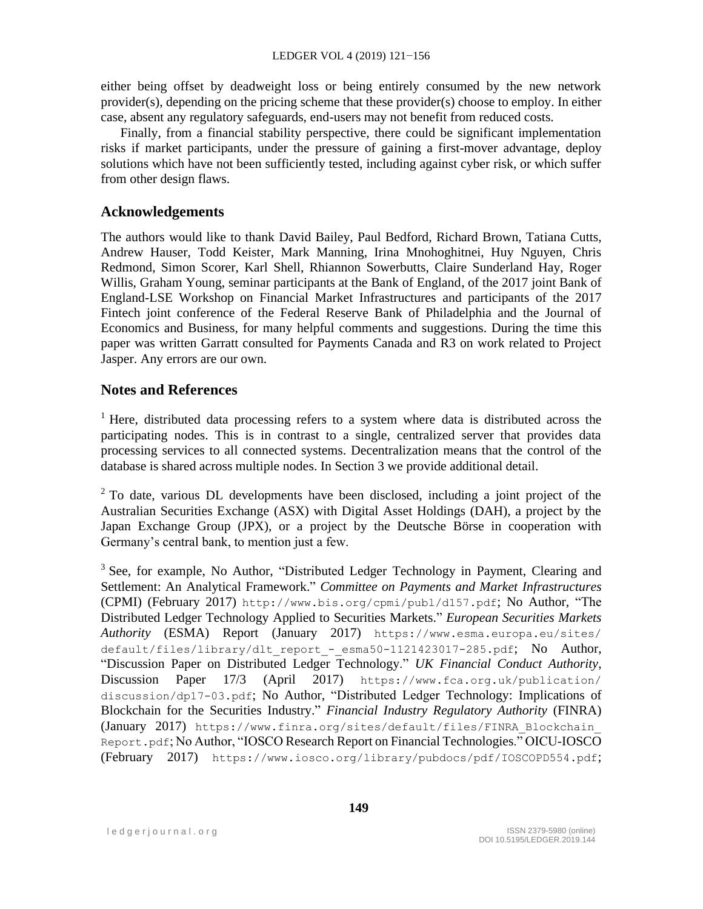either being offset by deadweight loss or being entirely consumed by the new network provider(s), depending on the pricing scheme that these provider(s) choose to employ. In either case, absent any regulatory safeguards, end-users may not benefit from reduced costs.

Finally, from a financial stability perspective, there could be significant implementation risks if market participants, under the pressure of gaining a first-mover advantage, deploy solutions which have not been sufficiently tested, including against cyber risk, or which suffer from other design flaws.

## Acknowledgements

The authors would like to thank David Bailey, Paul Bedford, Richard Brown, Tatiana Cutts, Andrew Hauser, Todd Keister, Mark Manning, Irina Mnohoghitnei, Huy Nguyen, Chris Redmond, Simon Scorer, Karl Shell, Rhiannon Sowerbutts, Claire Sunderland Hay, Roger Willis, Graham Young, seminar participants at the Bank of England, of the 2017 joint Bank of England-LSE Workshop on Financial Market Infrastructures and participants of the 2017 Fintech joint conference of the Federal Reserve Bank of Philadelphia and the Journal of Economics and Business, for many helpful comments and suggestions. During the time this paper was written Garratt consulted for Payments Canada and R3 on work related to Project Jasper. Any errors are our own.

## Notes and References

[1] Here, distributed data processing refers to a system where data is distributed across the participating nodes. This is in contrast to a single, centralized server that provides data processing services to all connected systems. Decentralization means that the control of the database is shared across multiple nodes. In Section 3 we provide additional detail.

[2] To date, various DL developments have been disclosed, including a joint project of the Australian Securities Exchange (ASX) with Digital Asset Holdings (DAH), a project by the Japan Exchange Group (JPX), or a project by the Deutsche Börse in cooperation with Germany's central bank, to mention just a few.

[3] See, for example, No Author, "Distributed Ledger Technology in Payment, Clearing and Settlement: An Analytical Framework." *Committee on Payments and Market Infrastructures* (CPMI) (February 2017) http://www.bis.org/cpmi/publ/d157.pdf; No Author, "The Distributed Ledger Technology Applied to Securities Markets." *European Securities Markets Authority* (ESMA) Report (January 2017) https://www.esma.europa.eu/sites/default/files/library/dlt_report_-_esma50-1121423017-285.pdf; No Author, "Discussion Paper on Distributed Ledger Technology." *UK Financial Conduct Authority*, Discussion Paper 17/3 (April 2017) https://www.fca.org.uk/publication/discussion/dp17-03.pdf; No Author, "Distributed Ledger Technology: Implications of Blockchain for the Securities Industry." *Financial Industry Regulatory Authority* (FINRA) (January 2017) https://www.finra.org/sites/default/files/FINRA_Blockchain_Report.pdf; No Author, "IOSCO Research Report on Financial Technologies." OICU-IOSCO (February 2017) https://www.iosco.org/library/pubdocs/pdf/IOSCOPD554.pdf;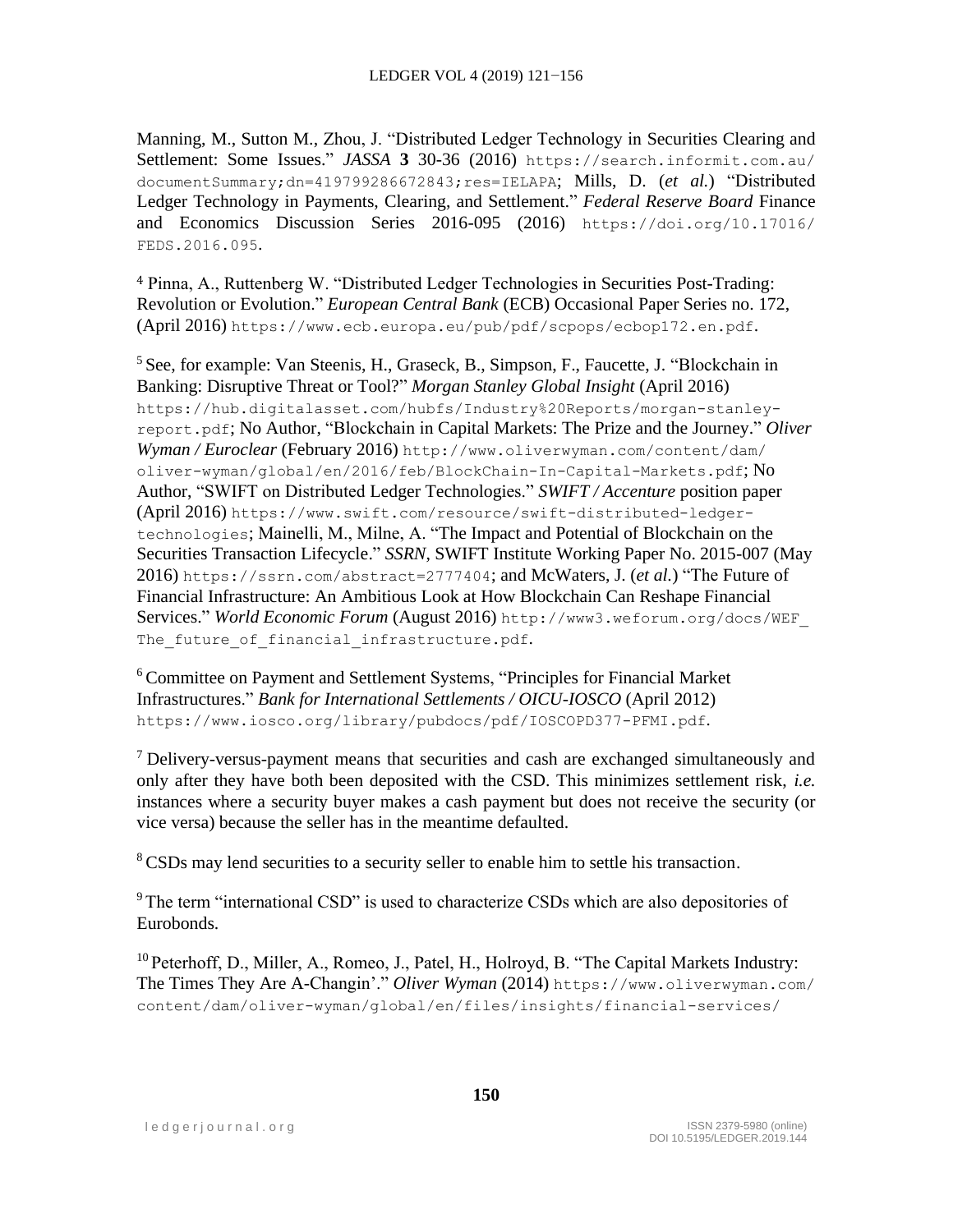Manning, M., Sutton M., Zhou, J. "Distributed Ledger Technology in Securities Clearing and Settlement: Some Issues." *JASSA* **3** 30-36 (2016) https://search.informit.com.au/documentSummary;dn=419799286672843;res=IELAPA; Mills, D. (*et al.*) "Distributed Ledger Technology in Payments, Clearing, and Settlement." *Federal Reserve Board* Finance and Economics Discussion Series 2016-095 (2016) https://doi.org/10.17016/FEDS.2016.095.

[4] Pinna, A., Ruttenberg W. "Distributed Ledger Technologies in Securities Post-Trading: Revolution or Evolution." *European Central Bank* (ECB) Occasional Paper Series no. 172, (April 2016) https://www.ecb.europa.eu/pub/pdf/scpops/ecbop172.en.pdf.

[5] See, for example: Van Steenis, H., Graseck, B., Simpson, F., Faucette, J. "Blockchain in Banking: Disruptive Threat or Tool?" *Morgan Stanley Global Insight* (April 2016) https://hub.digitalasset.com/hubfs/Industry%20Reports/morgan-stanley-report.pdf; No Author, "Blockchain in Capital Markets: The Prize and the Journey." *Oliver Wyman / Euroclear* (February 2016) http://www.oliverwyman.com/content/dam/oliver-wyman/global/en/2016/feb/BlockChain-In-Capital-Markets.pdf; No Author, "SWIFT on Distributed Ledger Technologies." *SWIFT / Accenture* position paper (April 2016) https://www.swift.com/resource/swift-distributed-ledger-technologies; Mainelli, M., Milne, A. "The Impact and Potential of Blockchain on the Securities Transaction Lifecycle." *SSRN*, SWIFT Institute Working Paper No. 2015-007 (May 2016) https://ssrn.com/abstract=2777404; and McWaters, J. (*et al.*) "The Future of Financial Infrastructure: An Ambitious Look at How Blockchain Can Reshape Financial Services." *World Economic Forum* (August 2016) http://www3.weforum.org/docs/WEF_The_future_of_financial_infrastructure.pdf.

[6] Committee on Payment and Settlement Systems, "Principles for Financial Market Infrastructures." *Bank for International Settlements / OICU-IOSCO* (April 2012) https://www.iosco.org/library/pubdocs/pdf/IOSCOPD377-PFMI.pdf.

[7] Delivery-versus-payment means that securities and cash are exchanged simultaneously and only after they have both been deposited with the CSD. This minimizes settlement risk, *i.e.* instances where a security buyer makes a cash payment but does not receive the security (or vice versa) because the seller has in the meantime defaulted.

[8] CSDs may lend securities to a security seller to enable him to settle his transaction.

[9] The term "international CSD" is used to characterize CSDs which are also depositories of Eurobonds.

[10] Peterhoff, D., Miller, A., Romeo, J., Patel, H., Holroyd, B. "The Capital Markets Industry: The Times They Are A-Changin'." *Oliver Wyman* (2014) https://www.oliverwyman.com/content/dam/oliver-wyman/global/en/files/insights/financial-services/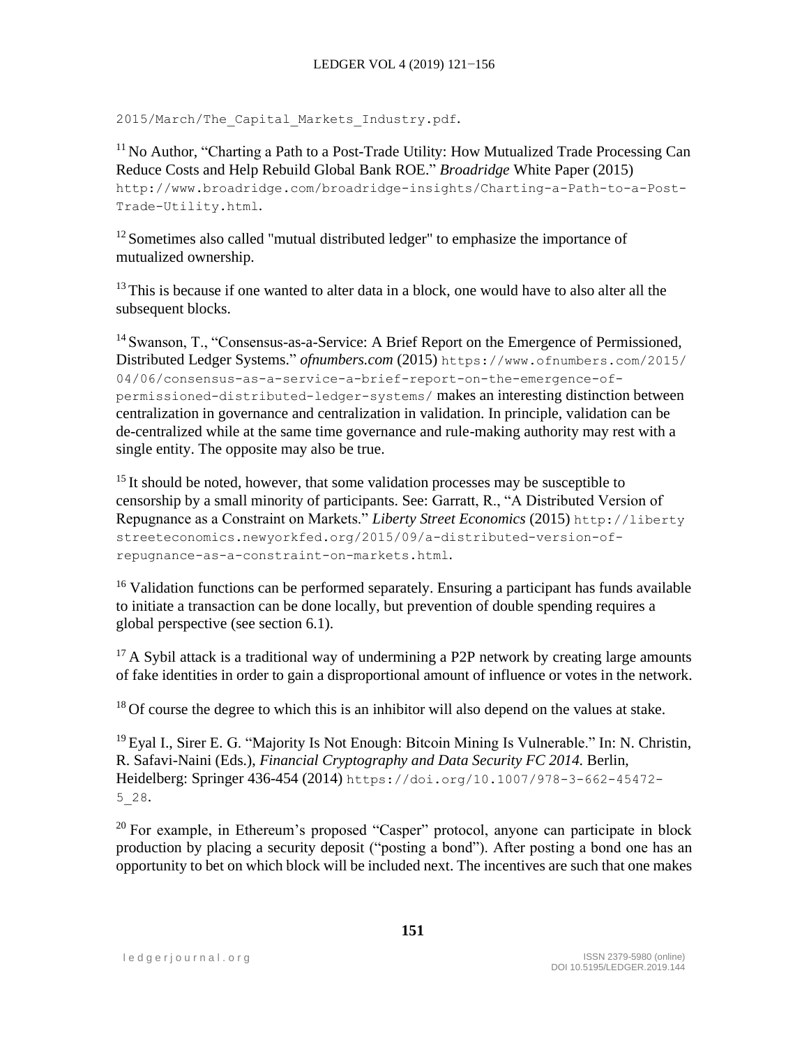2015/March/The_Capital_Markets_Industry.pdf.

[11] No Author, "Charting a Path to a Post-Trade Utility: How Mutualized Trade Processing Can Reduce Costs and Help Rebuild Global Bank ROE." *Broadridge* White Paper (2015) http://www.broadridge.com/broadridge-insights/Charting-a-Path-to-a-Post-Trade-Utility.html.

[12] Sometimes also called "mutual distributed ledger" to emphasize the importance of mutualized ownership.

[13] This is because if one wanted to alter data in a block, one would have to also alter all the subsequent blocks.

[14] Swanson, T., "Consensus-as-a-Service: A Brief Report on the Emergence of Permissioned, Distributed Ledger Systems." *ofnumbers.com* (2015) https://www.ofnumbers.com/2015/04/06/consensus-as-a-service-a-brief-report-on-the-emergence-of-permissioned-distributed-ledger-systems/ makes an interesting distinction between centralization in governance and centralization in validation. In principle, validation can be de-centralized while at the same time governance and rule-making authority may rest with a single entity. The opposite may also be true.

[15] It should be noted, however, that some validation processes may be susceptible to censorship by a small minority of participants. See: Garratt, R., "A Distributed Version of Repugnance as a Constraint on Markets." *Liberty Street Economics* (2015) http://libertystreeteconomics.newyorkfed.org/2015/09/a-distributed-version-of-repugnance-as-a-constraint-on-markets.html.

[16] Validation functions can be performed separately. Ensuring a participant has funds available to initiate a transaction can be done locally, but prevention of double spending requires a global perspective (see section 6.1).

[17] A Sybil attack is a traditional way of undermining a P2P network by creating large amounts of fake identities in order to gain a disproportional amount of influence or votes in the network.

[18] Of course the degree to which this is an inhibitor will also depend on the values at stake.

[19] Eyal I., Sirer E. G. "Majority Is Not Enough: Bitcoin Mining Is Vulnerable." In: N. Christin, R. Safavi-Naini (Eds.), *Financial Cryptography and Data Security FC 2014.* Berlin, Heidelberg: Springer 436-454 (2014) https://doi.org/10.1007/978-3-662-45472-5_28.

[20] For example, in Ethereum's proposed "Casper" protocol, anyone can participate in block production by placing a security deposit ("posting a bond"). After posting a bond one has an opportunity to bet on which block will be included next. The incentives are such that one makes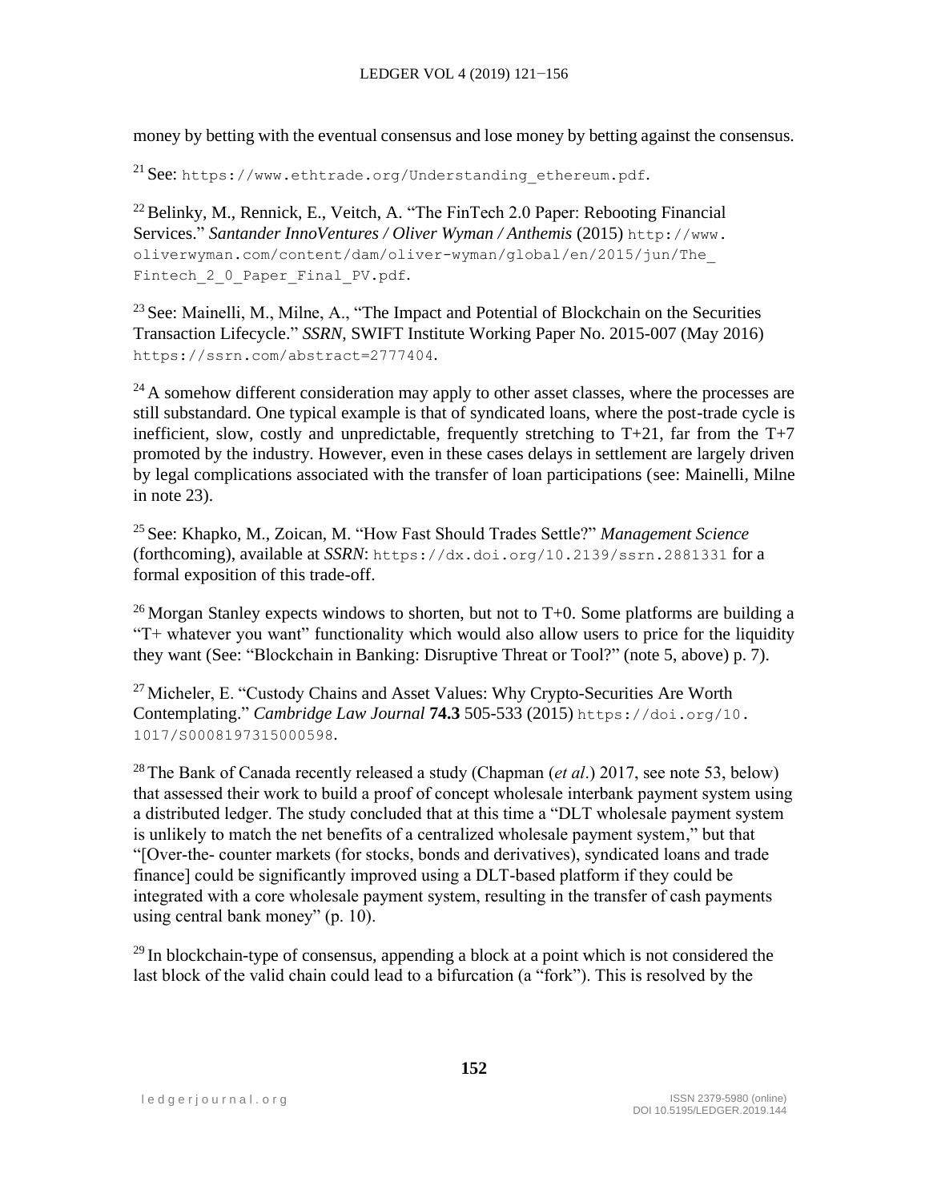money by betting with the eventual consensus and lose money by betting against the consensus.

[21] See: https://www.ethtrade.org/Understanding_ethereum.pdf.

[22] Belinky, M., Rennick, E., Veitch, A. "The FinTech 2.0 Paper: Rebooting Financial Services." *Santander InnoVentures / Oliver Wyman / Anthemis* (2015) http://www.oliverwyman.com/content/dam/oliver-wyman/global/en/2015/jun/The_Fintech_2_0_Paper_Final_PV.pdf.

[23] See: Mainelli, M., Milne, A., "The Impact and Potential of Blockchain on the Securities Transaction Lifecycle." *SSRN*, SWIFT Institute Working Paper No. 2015-007 (May 2016) https://ssrn.com/abstract=2777404.

[24] A somehow different consideration may apply to other asset classes, where the processes are still substandard. One typical example is that of syndicated loans, where the post-trade cycle is inefficient, slow, costly and unpredictable, frequently stretching to T+21, far from the T+7 promoted by the industry. However, even in these cases delays in settlement are largely driven by legal complications associated with the transfer of loan participations (see: Mainelli, Milne in note 23).

[25] See: Khapko, M., Zoican, M. "How Fast Should Trades Settle?" *Management Science* (forthcoming), available at *SSRN*: https://dx.doi.org/10.2139/ssrn.2881331 for a formal exposition of this trade-off.

[26] Morgan Stanley expects windows to shorten, but not to T+0. Some platforms are building a "T+ whatever you want" functionality which would also allow users to price for the liquidity they want (See: "Blockchain in Banking: Disruptive Threat or Tool?" (note 5, above) p. 7).

[27] Micheler, E. "Custody Chains and Asset Values: Why Crypto-Securities Are Worth Contemplating." *Cambridge Law Journal* **74.3** 505-533 (2015) https://doi.org/10.1017/S0008197315000598.

[28] The Bank of Canada recently released a study (Chapman (*et al.*) 2017, see note 53, below) that assessed their work to build a proof of concept wholesale interbank payment system using a distributed ledger. The study concluded that at this time a "DLT wholesale payment system is unlikely to match the net benefits of a centralized wholesale payment system," but that "[Over-the- counter markets (for stocks, bonds and derivatives), syndicated loans and trade finance] could be significantly improved using a DLT-based platform if they could be integrated with a core wholesale payment system, resulting in the transfer of cash payments using central bank money" (p. 10).

[29] In blockchain-type of consensus, appending a block at a point which is not considered the last block of the valid chain could lead to a bifurcation (a "fork"). This is resolved by the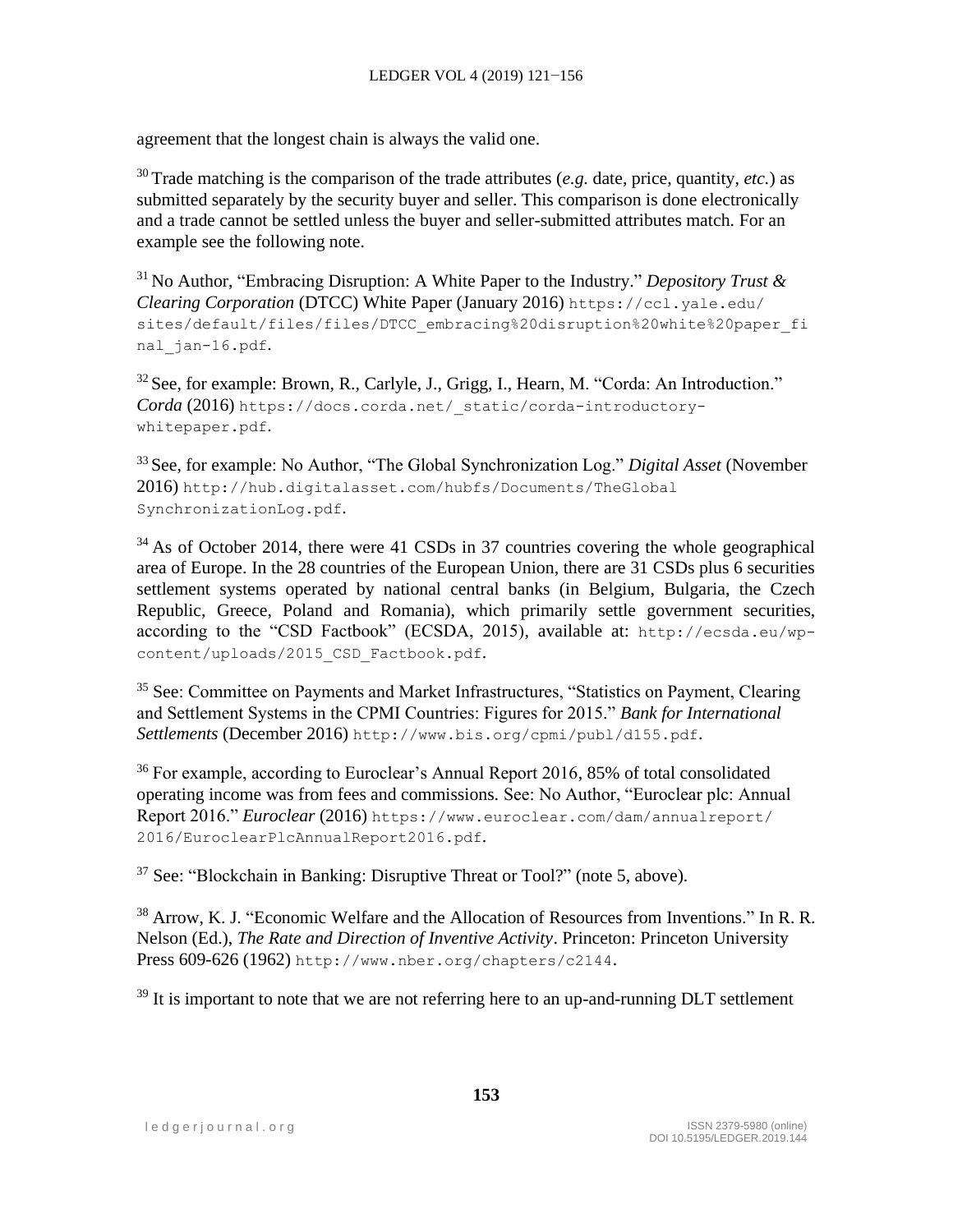agreement that the longest chain is always the valid one.

[30] Trade matching is the comparison of the trade attributes (*e.g.* date, price, quantity, *etc.*) as submitted separately by the security buyer and seller. This comparison is done electronically and a trade cannot be settled unless the buyer and seller-submitted attributes match. For an example see the following note.

[31] No Author, "Embracing Disruption: A White Paper to the Industry." *Depository Trust & Clearing Corporation* (DTCC) White Paper (January 2016) https://ccl.yale.edu/sites/default/files/files/DTCC_embracing%20disruption%20white%20paper_final_jan-16.pdf.

[32] See, for example: Brown, R., Carlyle, J., Grigg, I., Hearn, M. "Corda: An Introduction." *Corda* (2016) https://docs.corda.net/_static/corda-introductory-whitepaper.pdf.

[33] See, for example: No Author, "The Global Synchronization Log." *Digital Asset* (November 2016) http://hub.digitalasset.com/hubfs/Documents/TheGlobalSynchronizationLog.pdf.

[34] As of October 2014, there were 41 CSDs in 37 countries covering the whole geographical area of Europe. In the 28 countries of the European Union, there are 31 CSDs plus 6 securities settlement systems operated by national central banks (in Belgium, Bulgaria, the Czech Republic, Greece, Poland and Romania), which primarily settle government securities, according to the "CSD Factbook" (ECSDA, 2015), available at: http://ecsda.eu/wp-content/uploads/2015_CSD_Factbook.pdf.

[35] See: Committee on Payments and Market Infrastructures, "Statistics on Payment, Clearing and Settlement Systems in the CPMI Countries: Figures for 2015." *Bank for International Settlements* (December 2016) http://www.bis.org/cpmi/publ/d155.pdf.

[36] For example, according to Euroclear's Annual Report 2016, 85% of total consolidated operating income was from fees and commissions. See: No Author, "Euroclear plc: Annual Report 2016." *Euroclear* (2016) https://www.euroclear.com/dam/annualreport/2016/EuroclearPlcAnnualReport2016.pdf.

[37] See: "Blockchain in Banking: Disruptive Threat or Tool?" (note 5, above).

[38] Arrow, K. J. "Economic Welfare and the Allocation of Resources from Inventions." In R. R. Nelson (Ed.), *The Rate and Direction of Inventive Activity*. Princeton: Princeton University Press 609-626 (1962) http://www.nber.org/chapters/c2144.

[39] It is important to note that we are not referring here to an up-and-running DLT settlement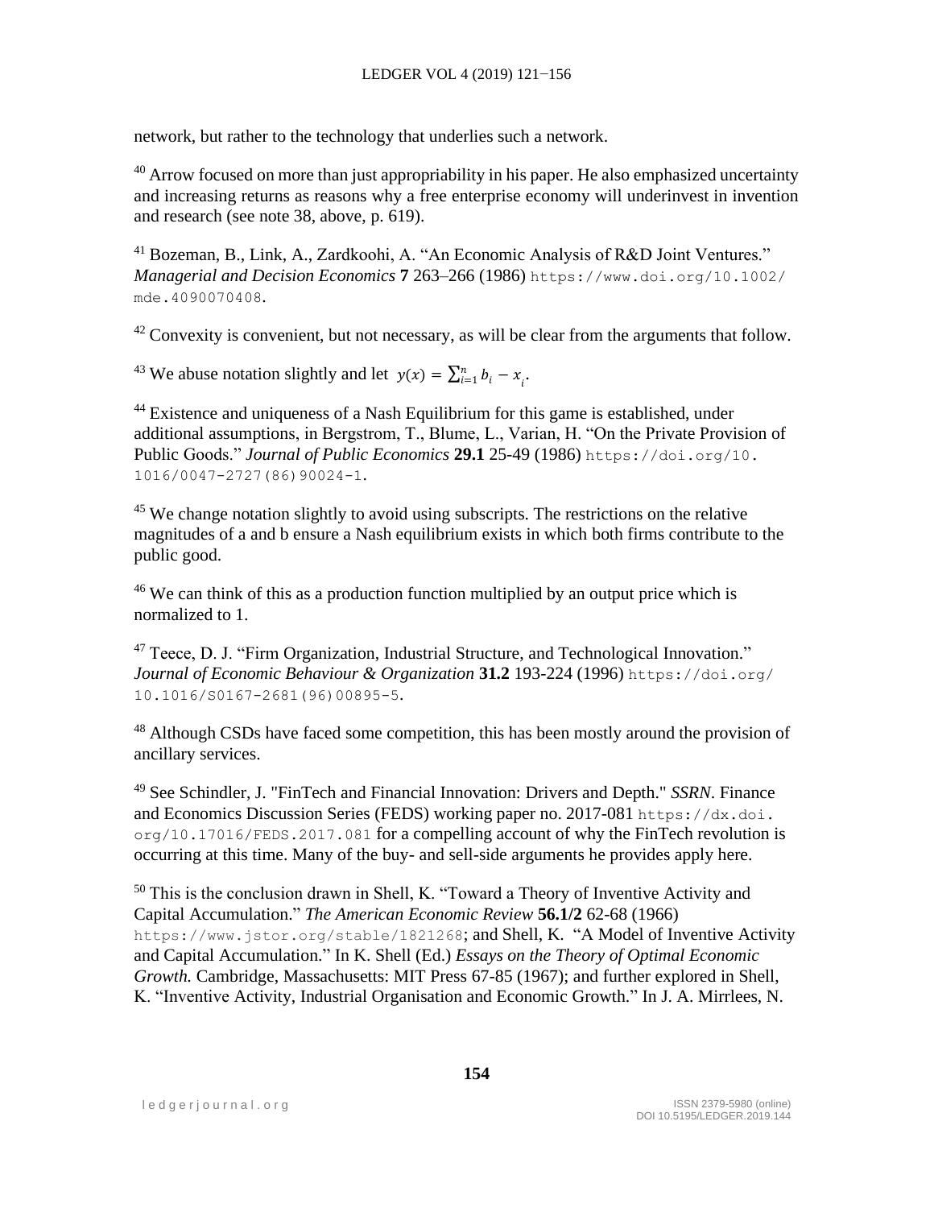network, but rather to the technology that underlies such a network.

[40] Arrow focused on more than just appropriability in his paper. He also emphasized uncertainty and increasing returns as reasons why a free enterprise economy will underinvest in invention and research (see note 38, above, p. 619).

[41] Bozeman, B., Link, A., Zardkoohi, A. "An Economic Analysis of R&D Joint Ventures." *Managerial and Decision Economics* **7** 263–266 (1986) https://www.doi.org/10.1002/mde.4090070408.

[42] Convexity is convenient, but not necessary, as will be clear from the arguments that follow.

[43] We abuse notation slightly and let $y(x) = \sum_{i=1}^{n} b_i - x_i$.

[44] Existence and uniqueness of a Nash Equilibrium for this game is established, under additional assumptions, in Bergstrom, T., Blume, L., Varian, H. "On the Private Provision of Public Goods." *Journal of Public Economics* **29.1** 25-49 (1986) https://doi.org/10.1016/0047-2727(86)90024-1.

[45] We change notation slightly to avoid using subscripts. The restrictions on the relative magnitudes of a and b ensure a Nash equilibrium exists in which both firms contribute to the public good.

[46] We can think of this as a production function multiplied by an output price which is normalized to 1.

[47] Teece, D. J. "Firm Organization, Industrial Structure, and Technological Innovation." *Journal of Economic Behaviour & Organization* **31.2** 193-224 (1996) https://doi.org/10.1016/S0167-2681(96)00895-5.

[48] Although CSDs have faced some competition, this has been mostly around the provision of ancillary services.

[49] See Schindler, J. "FinTech and Financial Innovation: Drivers and Depth." *SSRN*. Finance and Economics Discussion Series (FEDS) working paper no. 2017-081 https://dx.doi.org/10.17016/FEDS.2017.081 for a compelling account of why the FinTech revolution is occurring at this time. Many of the buy- and sell-side arguments he provides apply here.

[50] This is the conclusion drawn in Shell, K. "Toward a Theory of Inventive Activity and Capital Accumulation." *The American Economic Review* **56.1/2** 62-68 (1966) https://www.jstor.org/stable/1821268; and Shell, K. "A Model of Inventive Activity and Capital Accumulation." In K. Shell (Ed.) *Essays on the Theory of Optimal Economic Growth.* Cambridge, Massachusetts: MIT Press 67-85 (1967); and further explored in Shell, K. "Inventive Activity, Industrial Organisation and Economic Growth." In J. A. Mirrlees, N.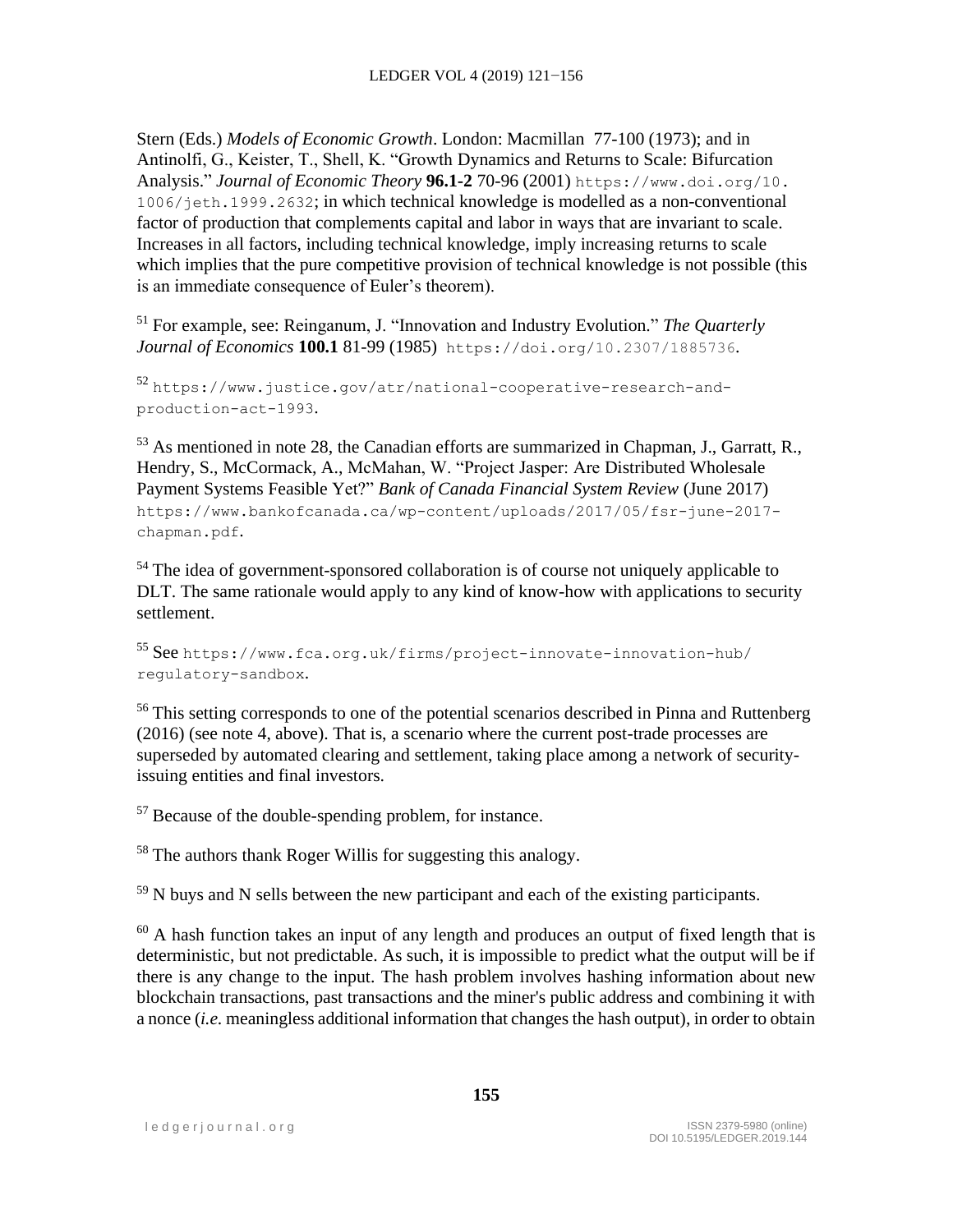Stern (Eds.) *Models of Economic Growth*. London: Macmillan 77-100 (1973); and in Antinolfi, G., Keister, T., Shell, K. "Growth Dynamics and Returns to Scale: Bifurcation Analysis." *Journal of Economic Theory* **96.1-2** 70-96 (2001) https://www.doi.org/10.1006/jeth.1999.2632; in which technical knowledge is modelled as a non-conventional factor of production that complements capital and labor in ways that are invariant to scale. Increases in all factors, including technical knowledge, imply increasing returns to scale which implies that the pure competitive provision of technical knowledge is not possible (this is an immediate consequence of Euler's theorem).

[51] For example, see: Reinganum, J. "Innovation and Industry Evolution." *The Quarterly Journal of Economics* **100.1** 81-99 (1985) https://doi.org/10.2307/1885736.

[52] https://www.justice.gov/atr/national-cooperative-research-and-production-act-1993.

[53] As mentioned in note 28, the Canadian efforts are summarized in Chapman, J., Garratt, R., Hendry, S., McCormack, A., McMahan, W. "Project Jasper: Are Distributed Wholesale Payment Systems Feasible Yet?" *Bank of Canada Financial System Review* (June 2017) https://www.bankofcanada.ca/wp-content/uploads/2017/05/fsr-june-2017-chapman.pdf.

[54] The idea of government-sponsored collaboration is of course not uniquely applicable to DLT. The same rationale would apply to any kind of know-how with applications to security settlement.

[55] See https://www.fca.org.uk/firms/project-innovate-innovation-hub/regulatory-sandbox.

[56] This setting corresponds to one of the potential scenarios described in Pinna and Ruttenberg (2016) (see note 4, above). That is, a scenario where the current post-trade processes are superseded by automated clearing and settlement, taking place among a network of security-issuing entities and final investors.

[57] Because of the double-spending problem, for instance.

[58] The authors thank Roger Willis for suggesting this analogy.

[59] N buys and N sells between the new participant and each of the existing participants.

[60] A hash function takes an input of any length and produces an output of fixed length that is deterministic, but not predictable. As such, it is impossible to predict what the output will be if there is any change to the input. The hash problem involves hashing information about new blockchain transactions, past transactions and the miner's public address and combining it with a nonce (*i.e.* meaningless additional information that changes the hash output), in order to obtain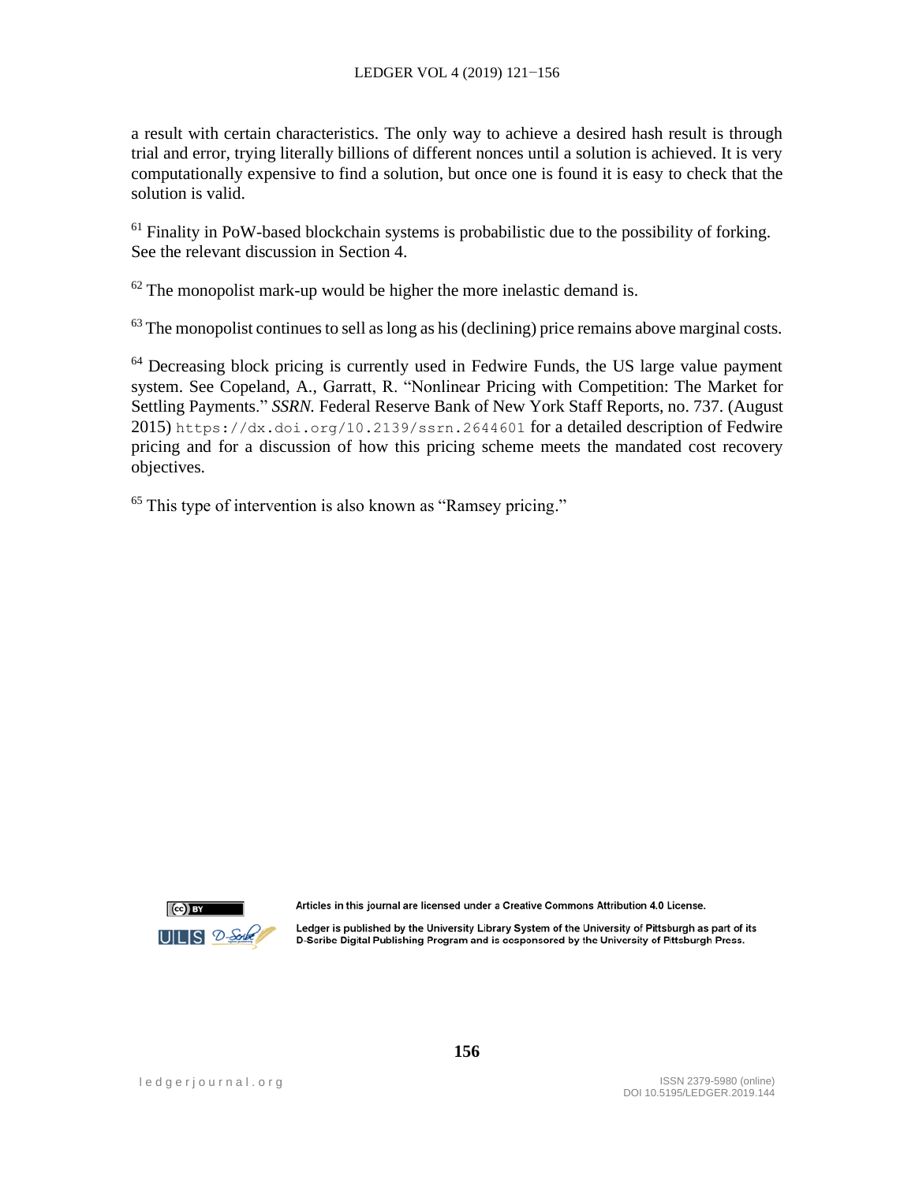a result with certain characteristics. The only way to achieve a desired hash result is through trial and error, trying literally billions of different nonces until a solution is achieved. It is very computationally expensive to find a solution, but once one is found it is easy to check that the solution is valid.

[61] Finality in PoW-based blockchain systems is probabilistic due to the possibility of forking. See the relevant discussion in Section 4.

[62] The monopolist mark-up would be higher the more inelastic demand is.

[63] The monopolist continues to sell as long as his (declining) price remains above marginal costs.

[64] Decreasing block pricing is currently used in Fedwire Funds, the US large value payment system. See Copeland, A., Garratt, R. "Nonlinear Pricing with Competition: The Market for Settling Payments." *SSRN*. Federal Reserve Bank of New York Staff Reports, no. 737. (August 2015) `https://dx.doi.org/10.2139/ssrn.2644601` for a detailed description of Fedwire pricing and for a discussion of how this pricing scheme meets the mandated cost recovery objectives.

[65] This type of intervention is also known as "Ramsey pricing."

Articles in this journal are licensed under a Creative Commons Attribution 4.0 License.

Ledger is published by the University Library System of the University of Pittsburgh as part of its D-Scribe Digital Publishing Program and is cosponsored by the University of Pittsburgh Press.